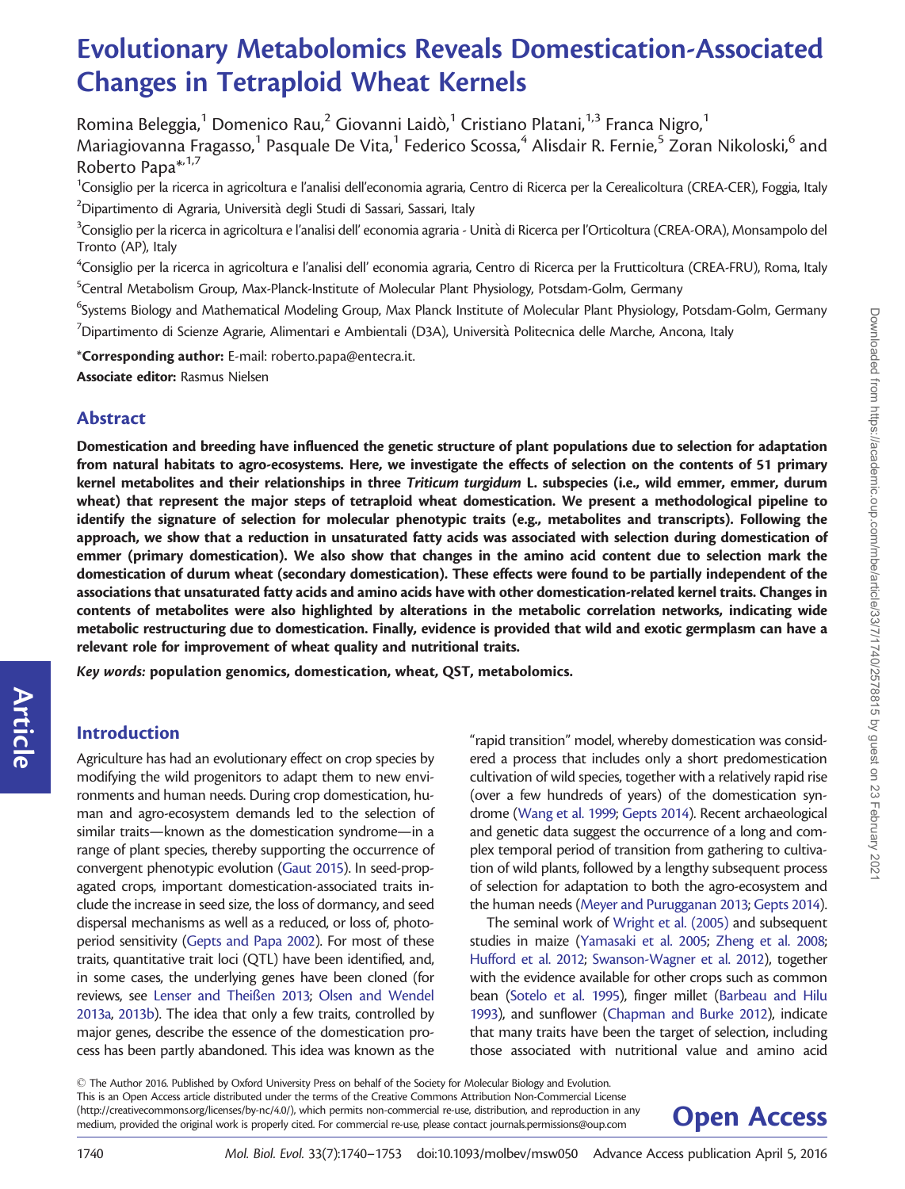# Evolutionary Metabolomics Reveals Domestication-Associated Changes in Tetraploid Wheat Kernels

Romina Beleggia,[1] Domenico Rau,[2] Giovanni Laidò,[1] Cristiano Platani,[1,3] Franca Nigro,[1] Mariagiovanna Fragasso,[1] Pasquale De Vita,[1] Federico Scossa,[4] Alisdair R. Fernie,[5] Zoran Nikoloski,[6] and Roberto Papa*[1,7]

[1]Consiglio per la ricerca in agricoltura e l'analisi dell'economia agraria, Centro di Ricerca per la Cerealicoltura (CREA-CER), Foggia, Italy

[2]Dipartimento di Agraria, Università degli Studi di Sassari, Sassari, Italy

[3]Consiglio per la ricerca in agricoltura e l'analisi dell' economia agraria - Unità di Ricerca per l'Orticoltura (CREA-ORA), Monsampolo del Tronto (AP), Italy

[4]Consiglio per la ricerca in agricoltura e l'analisi dell' economia agraria, Centro di Ricerca per la Frutticoltura (CREA-FRU), Roma, Italy

[5]Central Metabolism Group, Max-Planck-Institute of Molecular Plant Physiology, Potsdam-Golm, Germany

[6]Systems Biology and Mathematical Modeling Group, Max Planck Institute of Molecular Plant Physiology, Potsdam-Golm, Germany

[7]Dipartimento di Scienze Agrarie, Alimentari e Ambientali (D3A), Università Politecnica delle Marche, Ancona, Italy

***Corresponding author:** E-mail: roberto.papa@entecra.it.

**Associate editor:** Rasmus Nielsen

## Abstract

**Domestication and breeding have influenced the genetic structure of plant populations due to selection for adaptation from natural habitats to agro-ecosystems. Here, we investigate the effects of selection on the contents of 51 primary kernel metabolites and their relationships in three *Triticum turgidum* L. subspecies (i.e., wild emmer, emmer, durum wheat) that represent the major steps of tetraploid wheat domestication. We present a methodological pipeline to identify the signature of selection for molecular phenotypic traits (e.g., metabolites and transcripts). Following the approach, we show that a reduction in unsaturated fatty acids was associated with selection during domestication of emmer (primary domestication). We also show that changes in the amino acid content due to selection mark the domestication of durum wheat (secondary domestication). These effects were found to be partially independent of the associations that unsaturated fatty acids and amino acids have with other domestication-related kernel traits. Changes in contents of metabolites were also highlighted by alterations in the metabolic correlation networks, indicating wide metabolic restructuring due to domestication. Finally, evidence is provided that wild and exotic germplasm can have a relevant role for improvement of wheat quality and nutritional traits.**

*Key words:* **population genomics, domestication, wheat, QST, metabolomics.**

## Introduction

Agriculture has had an evolutionary effect on crop species by modifying the wild progenitors to adapt them to new environments and human needs. During crop domestication, human and agro-ecosystem demands led to the selection of similar traits—known as the domestication syndrome—in a range of plant species, thereby supporting the occurrence of convergent phenotypic evolution (Gaut 2015). In seed-propagated crops, important domestication-associated traits include the increase in seed size, the loss of dormancy, and seed dispersal mechanisms as well as a reduced, or loss of, photoperiod sensitivity (Gepts and Papa 2002). For most of these traits, quantitative trait loci (QTL) have been identified, and, in some cases, the underlying genes have been cloned (for reviews, see Lenser and Theißen 2013; Olsen and Wendel 2013a, 2013b). The idea that only a few traits, controlled by major genes, describe the essence of the domestication process has been partly abandoned. This idea was known as the "rapid transition" model, whereby domestication was considered a process that includes only a short predomestication cultivation of wild species, together with a relatively rapid rise (over a few hundreds of years) of the domestication syndrome (Wang et al. 1999; Gepts 2014). Recent archaeological and genetic data suggest the occurrence of a long and complex temporal period of transition from gathering to cultivation of wild plants, followed by a lengthy subsequent process of selection for adaptation to both the agro-ecosystem and the human needs (Meyer and Purugganan 2013; Gepts 2014).

The seminal work of Wright et al. (2005) and subsequent studies in maize (Yamasaki et al. 2005; Zheng et al. 2008; Hufford et al. 2012; Swanson-Wagner et al. 2012), together with the evidence available for other crops such as common bean (Sotelo et al. 1995), finger millet (Barbeau and Hilu 1993), and sunflower (Chapman and Burke 2012), indicate that many traits have been the target of selection, including those associated with nutritional value and amino acid

© The Author 2016. Published by Oxford University Press on behalf of the Society for Molecular Biology and Evolution. This is an Open Access article distributed under the terms of the Creative Commons Attribution Non-Commercial License (http://creativecommons.org/licenses/by-nc/4.0/), which permits non-commercial re-use, distribution, and reproduction in any medium, provided the original work is properly cited. For commercial re-use, please contact journals.permissions@oup.com

**Open Access**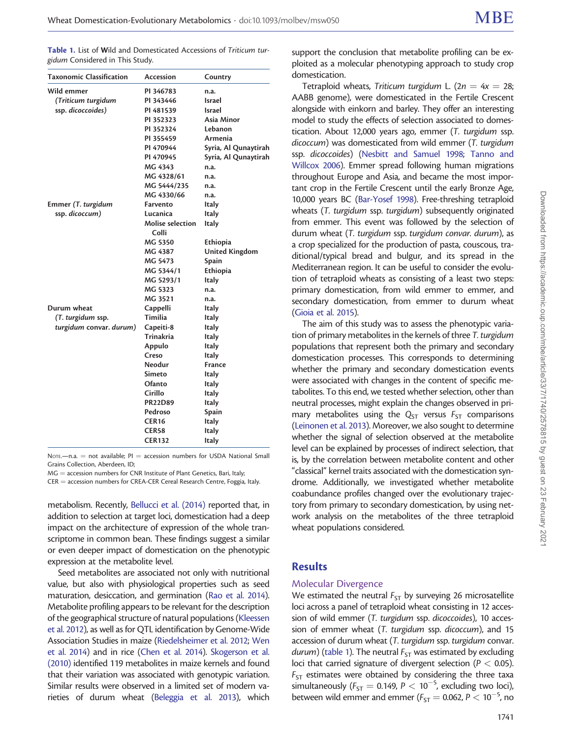**Table 1.** List of Wild and Domesticated Accessions of *Triticum turgidum* Considered in This Study.

| Taxonomic Classification | Accession | Country |
|---|---|---|
| Wild emmer (*Triticum turgidum* ssp. *dicoccoides*) | PI 346783 | n.a. |
| | PI 343446 | Israel |
| | PI 481539 | Israel |
| | PI 352323 | Asia Minor |
| | PI 352324 | Lebanon |
| | PI 355459 | Armenia |
| | PI 470944 | Syria, Al Qunaytirah |
| | PI 470945 | Syria, Al Qunaytirah |
| | MG 4343 | n.a. |
| | MG 4328/61 | n.a. |
| | MG 5444/235 | n.a. |
| | MG 4330/66 | n.a. |
| Emmer (*T. turgidum* ssp. *dicoccum*) | Farvento | Italy |
| | Lucanica | Italy |
| | Molise selection Colli | Italy |
| | MG 5350 | Ethiopia |
| | MG 4387 | United Kingdom |
| | MG 5473 | Spain |
| | MG 5344/1 | Ethiopia |
| | MG 5293/1 | Italy |
| | MG 5323 | n.a. |
| | MG 3521 | n.a. |
| Durum wheat (*T. turgidum* ssp. *turgidum* convar. *durum*) | Cappelli | Italy |
| | Timilia | Italy |
| | Capeiti-8 | Italy |
| | Trinakria | Italy |
| | Appulo | Italy |
| | Creso | Italy |
| | Neodur | France |
| | Simeto | Italy |
| | Ofanto | Italy |
| | Cirillo | Italy |
| | PR22D89 | Italy |
| | Pedroso | Spain |
| | CER16 | Italy |
| | CER58 | Italy |
| | CER132 | Italy |

NOTE.—n.a. = not available; PI = accession numbers for USDA National Small Grains Collection, Aberdeen, ID;
MG = accession numbers for CNR Institute of Plant Genetics, Bari, Italy;
CER = accession numbers for CREA-CER Cereal Research Centre, Foggia, Italy.

metabolism. Recently, Bellucci et al. (2014) reported that, in addition to selection at target loci, domestication had a deep impact on the architecture of expression of the whole transcriptome in common bean. These findings suggest a similar or even deeper impact of domestication on the phenotypic expression at the metabolite level.

Seed metabolites are associated not only with nutritional value, but also with physiological properties such as seed maturation, desiccation, and germination (Rao et al. 2014). Metabolite profiling appears to be relevant for the description of the geographical structure of natural populations (Kleessen et al. 2012), as well as for QTL identification by Genome-Wide Association Studies in maize (Riedelsheimer et al. 2012; Wen et al. 2014) and in rice (Chen et al. 2014). Skogerson et al. (2010) identified 119 metabolites in maize kernels and found that their variation was associated with genotypic variation. Similar results were observed in a limited set of modern varieties of durum wheat (Beleggia et al. 2013), which support the conclusion that metabolite profiling can be exploited as a molecular phenotyping approach to study crop domestication.

Tetraploid wheats, *Triticum turgidum* L. ($2n = 4x = 28$; AABB genome), were domesticated in the Fertile Crescent alongside with einkorn and barley. They offer an interesting model to study the effects of selection associated to domestication. About 12,000 years ago, emmer (*T. turgidum* ssp. *dicoccum*) was domesticated from wild emmer (*T. turgidum* ssp. *dicoccoides*) (Nesbitt and Samuel 1998; Tanno and Willcox 2006). Emmer spread following human migrations throughout Europe and Asia, and became the most important crop in the Fertile Crescent until the early Bronze Age, 10,000 years BC (Bar-Yosef 1998). Free-threshing tetraploid wheats (*T. turgidum* ssp. *turgidum*) subsequently originated from emmer. This event was followed by the selection of durum wheat (*T. turgidum* ssp. *turgidum convar. durum*), as a crop specialized for the production of pasta, couscous, traditional/typical bread and bulgur, and its spread in the Mediterranean region. It can be useful to consider the evolution of tetraploid wheats as consisting of a least two steps: primary domestication, from wild emmer to emmer, and secondary domestication, from emmer to durum wheat (Gioia et al. 2015).

The aim of this study was to assess the phenotypic variation of primary metabolites in the kernels of three *T. turgidum* populations that represent both the primary and secondary domestication processes. This corresponds to determining whether the primary and secondary domestication events were associated with changes in the content of specific metabolites. To this end, we tested whether selection, other than neutral processes, might explain the changes observed in primary metabolites using the $Q_{ST}$ versus $F_{ST}$ comparisons (Leinonen et al. 2013). Moreover, we also sought to determine whether the signal of selection observed at the metabolite level can be explained by processes of indirect selection, that is, by the correlation between metabolite content and other "classical" kernel traits associated with the domestication syndrome. Additionally, we investigated whether metabolite coabundance profiles changed over the evolutionary trajectory from primary to secondary domestication, by using network analysis on the metabolites of the three tetraploid wheat populations considered.

## Results

### Molecular Divergence

We estimated the neutral $F_{ST}$ by surveying 26 microsatellite loci across a panel of tetraploid wheat consisting in 12 accession of wild emmer (*T. turgidum* ssp. *dicoccoides*), 10 accession of emmer wheat (*T. turgidum* ssp. *dicoccum*), and 15 accession of durum wheat (*T. turgidum* ssp. *turgidum* convar. *durum*) (table 1). The neutral $F_{ST}$ was estimated by excluding loci that carry signature of divergent selection ($P < 0.05$). $F_{ST}$ estimates were obtained by considering the three taxa simultaneously ($F_{ST} = 0.149$, $P < 10^{-5}$, excluding two loci), between wild emmer and emmer ($F_{ST} = 0.062$, $P < 10^{-5}$, no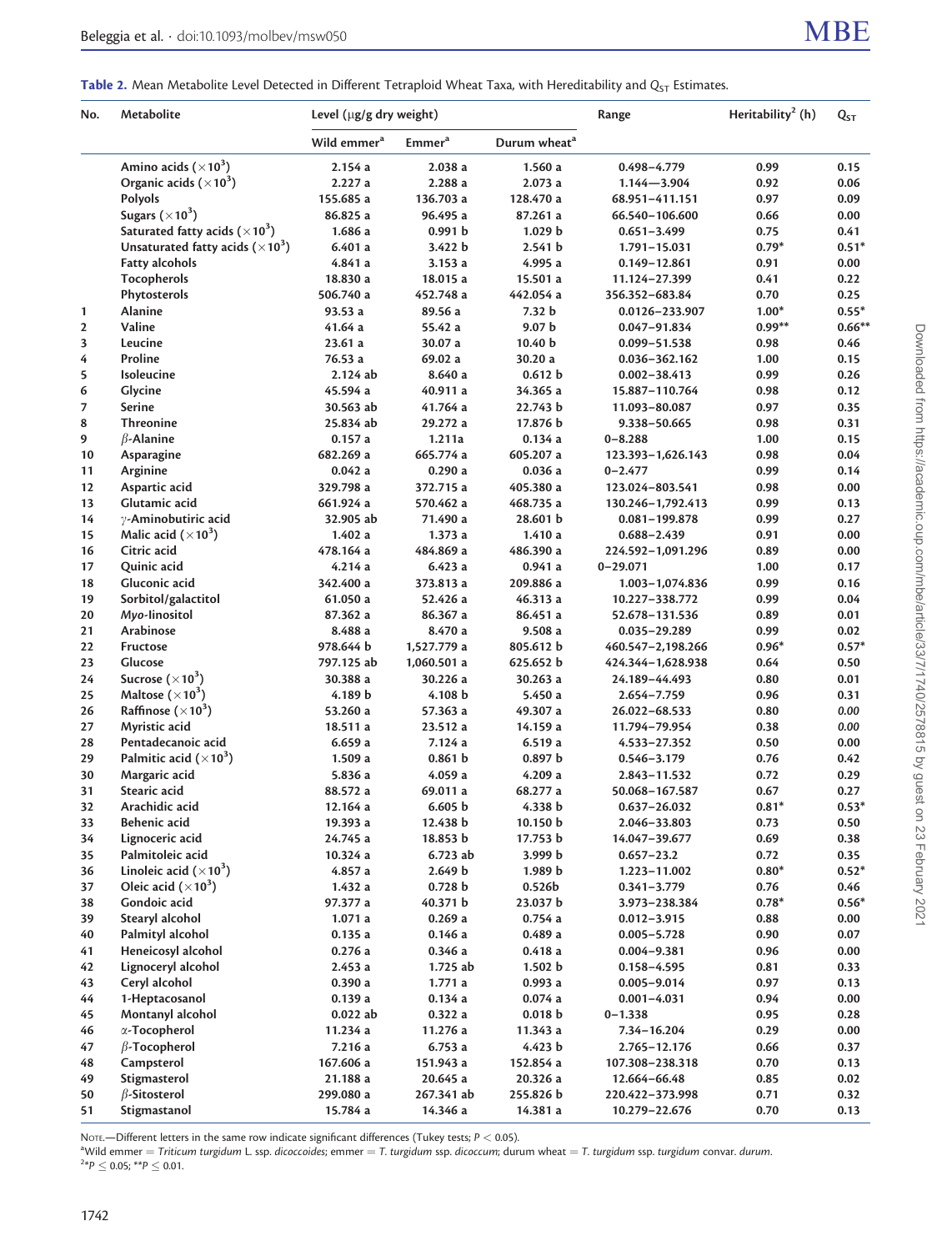**Table 2.** Mean Metabolite Level Detected in Different Tetraploid Wheat Taxa, with Hereditability and $Q_{ST}$ Estimates.

| No. | Metabolite | Level (μg/g dry weight) | | | Range | Heritability[2] (h) | $Q_{ST}$ |
|---|---|---|---|---|---|---|---|
| | | Wild emmer[a] | Emmer[a] | Durum wheat[a] | | | |
| | Amino acids ($\times 10^3$) | 2.154 a | 2.038 a | 1.560 a | 0.498–4.779 | 0.99 | 0.15 |
| | Organic acids ($\times 10^3$) | 2.227 a | 2.288 a | 2.073 a | 1.144—3.904 | 0.92 | 0.06 |
| | Polyols | 155.685 a | 136.703 a | 128.470 a | 68.951–411.151 | 0.97 | 0.09 |
| | Sugars ($\times 10^3$) | 86.825 a | 96.495 a | 87.261 a | 66.540–106.600 | 0.66 | 0.00 |
| | Saturated fatty acids ($\times 10^3$) | 1.686 a | 0.991 b | 1.029 b | 0.651–3.499 | 0.75 | 0.41 |
| | Unsaturated fatty acids ($\times 10^3$) | 6.401 a | 3.422 b | 2.541 b | 1.791–15.031 | 0.79* | 0.51* |
| | Fatty alcohols | 4.841 a | 3.153 a | 4.995 a | 0.149–12.861 | 0.91 | 0.00 |
| | Tocopherols | 18.830 a | 18.015 a | 15.501 a | 11.124–27.399 | 0.41 | 0.22 |
| | Phytosterols | 506.740 a | 452.748 a | 442.054 a | 356.352–683.84 | 0.70 | 0.25 |
| 1 | Alanine | 93.53 a | 89.56 a | 7.32 b | 0.0126–233.907 | 1.00* | 0.55* |
| 2 | Valine | 41.64 a | 55.42 a | 9.07 b | 0.047–91.834 | 0.99** | 0.66** |
| 3 | Leucine | 23.61 a | 30.07 a | 10.40 b | 0.099–51.538 | 0.98 | 0.46 |
| 4 | Proline | 76.53 a | 69.02 a | 30.20 a | 0.036–362.162 | 1.00 | 0.15 |
| 5 | Isoleucine | 2.124 ab | 8.640 a | 0.612 b | 0.002–38.413 | 0.99 | 0.26 |
| 6 | Glycine | 45.594 a | 40.911 a | 34.365 a | 15.887–110.764 | 0.98 | 0.12 |
| 7 | Serine | 30.563 ab | 41.764 a | 22.743 b | 11.093–80.087 | 0.97 | 0.35 |
| 8 | Threonine | 25.834 ab | 29.272 a | 17.876 b | 9.338–50.665 | 0.98 | 0.31 |
| 9 | β-Alanine | 0.157 a | 1.211a | 0.134 a | 0–8.288 | 1.00 | 0.15 |
| 10 | Asparagine | 682.269 a | 665.774 a | 605.207 a | 123.393–1,626.143 | 0.98 | 0.04 |
| 11 | Arginine | 0.042 a | 0.290 a | 0.036 a | 0–2.477 | 0.99 | 0.14 |
| 12 | Aspartic acid | 329.798 a | 372.715 a | 405.380 a | 123.024–803.541 | 0.98 | 0.00 |
| 13 | Glutamic acid | 661.924 a | 570.462 a | 468.735 a | 130.246–1,792.413 | 0.99 | 0.13 |
| 14 | γ-Aminobutiric acid | 32.905 ab | 71.490 a | 28.601 b | 0.081–199.878 | 0.99 | 0.27 |
| 15 | Malic acid ($\times 10^3$) | 1.402 a | 1.373 a | 1.410 a | 0.688–2.439 | 0.91 | 0.00 |
| 16 | Citric acid | 478.164 a | 484.869 a | 486.390 a | 224.592–1,091.296 | 0.89 | 0.00 |
| 17 | Quinic acid | 4.214 a | 6.423 a | 0.941 a | 0–29.071 | 1.00 | 0.17 |
| 18 | Gluconic acid | 342.400 a | 373.813 a | 209.886 a | 1.003–1,074.836 | 0.99 | 0.16 |
| 19 | Sorbitol/galactitol | 61.050 a | 52.426 a | 46.313 a | 10.227–338.772 | 0.99 | 0.04 |
| 20 | *Myo*-linositol | 87.362 a | 86.367 a | 86.451 a | 52.678–131.536 | 0.89 | 0.01 |
| 21 | Arabinose | 8.488 a | 8.470 a | 9.508 a | 0.035–29.289 | 0.99 | 0.02 |
| 22 | Fructose | 978.644 b | 1,527.779 a | 805.612 b | 460.547–2,198.266 | 0.96* | 0.57* |
| 23 | Glucose | 797.125 ab | 1,060.501 a | 625.652 b | 424.344–1,628.938 | 0.64 | 0.50 |
| 24 | Sucrose ($\times 10^3$) | 30.388 a | 30.226 a | 30.263 a | 24.189–44.493 | 0.80 | 0.01 |
| 25 | Maltose ($\times 10^3$) | 4.189 b | 4.108 b | 5.450 a | 2.654–7.759 | 0.96 | 0.31 |
| 26 | Raffinose ($\times 10^3$) | 53.260 a | 57.363 a | 49.307 a | 26.022–68.533 | 0.80 | *0.00* |
| 27 | Myristic acid | 18.511 a | 23.512 a | 14.159 a | 11.794–79.954 | 0.38 | *0.00* |
| 28 | Pentadecanoic acid | 6.659 a | 7.124 a | 6.519 a | 4.533–27.352 | 0.50 | 0.00 |
| 29 | Palmitic acid ($\times 10^3$) | 1.509 a | 0.861 b | 0.897 b | 0.546–3.179 | 0.76 | 0.42 |
| 30 | Margaric acid | 5.836 a | 4.059 a | 4.209 a | 2.843–11.532 | 0.72 | 0.29 |
| 31 | Stearic acid | 88.572 a | 69.011 a | 68.277 a | 50.068–167.587 | 0.67 | 0.27 |
| 32 | Arachidic acid | 12.164 a | 6.605 b | 4.338 b | 0.637–26.032 | 0.81* | 0.53* |
| 33 | Behenic acid | 19.393 a | 12.438 b | 10.150 b | 2.046–33.803 | 0.73 | 0.50 |
| 34 | Lignoceric acid | 24.745 a | 18.853 b | 17.753 b | 14.047–39.677 | 0.69 | 0.38 |
| 35 | Palmitoleic acid | 10.324 a | 6.723 ab | 3.999 b | 0.657–23.2 | 0.72 | 0.35 |
| 36 | Linoleic acid ($\times 10^3$) | 4.857 a | 2.649 b | 1.989 b | 1.223–11.002 | 0.80* | 0.52* |
| 37 | Oleic acid ($\times 10^3$) | 1.432 a | 0.728 b | 0.526b | 0.341–3.779 | 0.76 | 0.46 |
| 38 | Gondoic acid | 97.377 a | 40.371 b | 23.037 b | 3.973–238.384 | 0.78* | 0.56* |
| 39 | Stearyl alcohol | 1.071 a | 0.269 a | 0.754 a | 0.012–3.915 | 0.88 | 0.00 |
| 40 | Palmityl alcohol | 0.135 a | 0.146 a | 0.489 a | 0.005–5.728 | 0.90 | 0.07 |
| 41 | Heneicosyl alcohol | 0.276 a | 0.346 a | 0.418 a | 0.004–9.381 | 0.96 | 0.00 |
| 42 | Lignoceryl alcohol | 2.453 a | 1.725 ab | 1.502 b | 0.158–4.595 | 0.81 | 0.33 |
| 43 | Ceryl alcohol | 0.390 a | 1.771 a | 0.993 a | 0.005–9.014 | 0.97 | 0.13 |
| 44 | 1-Heptacosanol | 0.139 a | 0.134 a | 0.074 a | 0.001–4.031 | 0.94 | 0.00 |
| 45 | Montanyl alcohol | 0.022 ab | 0.322 a | 0.018 b | 0–1.338 | 0.95 | 0.28 |
| 46 | α-Tocopherol | 11.234 a | 11.276 a | 11.343 a | 7.34–16.204 | 0.29 | 0.00 |
| 47 | β-Tocopherol | 7.216 a | 6.753 a | 4.423 b | 2.765–12.176 | 0.66 | 0.37 |
| 48 | Campsterol | 167.606 a | 151.943 a | 152.854 a | 107.308–238.318 | 0.70 | 0.13 |
| 49 | Stigmasterol | 21.188 a | 20.645 a | 20.326 a | 12.664–66.48 | 0.85 | 0.02 |
| 50 | β-Sitosterol | 299.080 a | 267.341 ab | 255.826 b | 220.422–373.998 | 0.71 | 0.32 |
| 51 | Stigmastanol | 15.784 a | 14.346 a | 14.381 a | 10.279–22.676 | 0.70 | 0.13 |

Note.—Different letters in the same row indicate significant differences (Tukey tests; $P < 0.05$).

[a]Wild emmer = *Triticum turgidum* L. ssp. *dicoccoides*; emmer = *T. turgidum* ssp. *dicoccum*; durum wheat = *T. turgidum* ssp. *turgidum* convar. *durum*.

[2]$*P \leq 0.05$; $**P \leq 0.01$.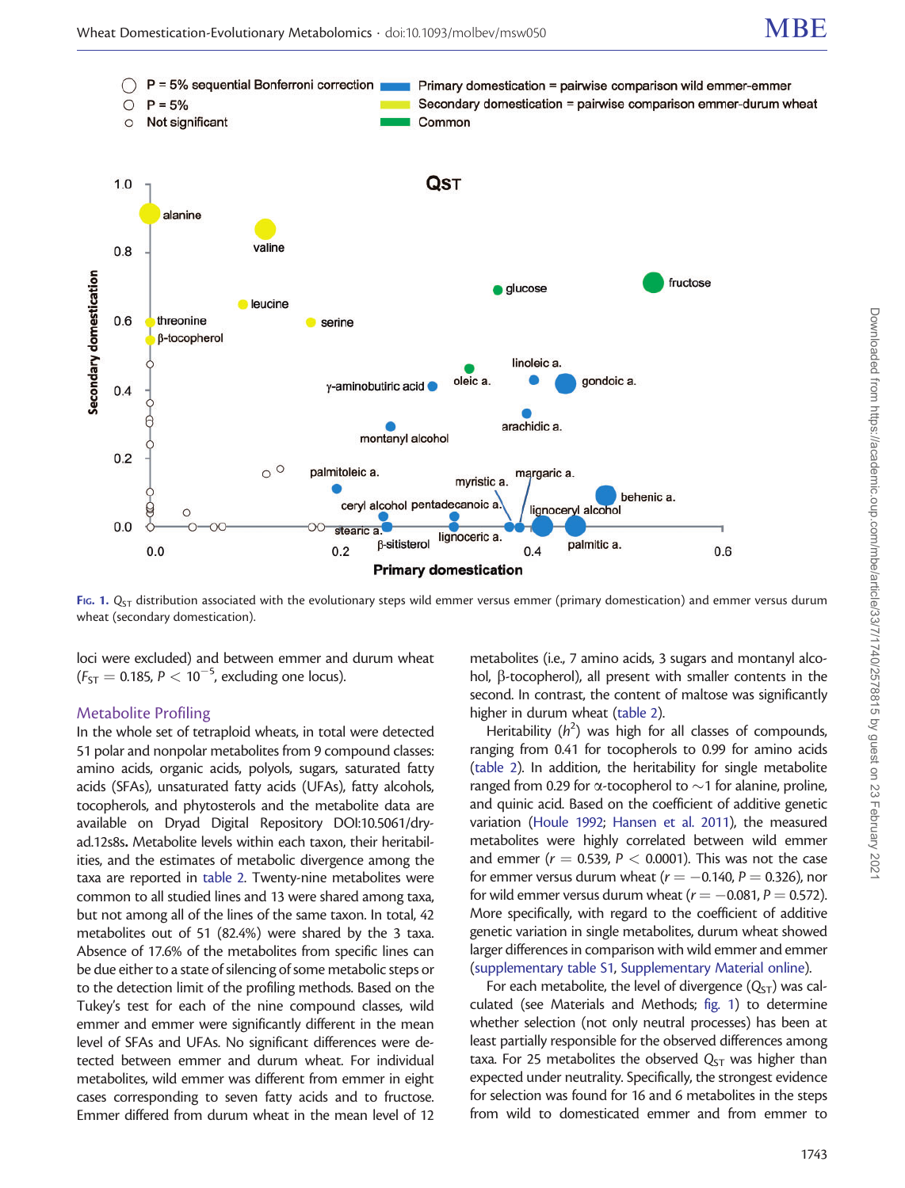**Fig. 1.** $Q_{ST}$ distribution associated with the evolutionary steps wild emmer versus emmer (primary domestication) and emmer versus durum wheat (secondary domestication).

loci were excluded) and between emmer and durum wheat ($F_{ST} = 0.185$, $P < 10^{-5}$, excluding one locus).

## Metabolite Profiling

In the whole set of tetraploid wheats, in total were detected 51 polar and nonpolar metabolites from 9 compound classes: amino acids, organic acids, polyols, sugars, saturated fatty acids (SFAs), unsaturated fatty acids (UFAs), fatty alcohols, tocopherols, and phytosterols and the metabolite data are available on Dryad Digital Repository DOI:10.5061/dryad.12s8s. Metabolite levels within each taxon, their heritabilities, and the estimates of metabolic divergence among the taxa are reported in table 2. Twenty-nine metabolites were common to all studied lines and 13 were shared among taxa, but not among all of the lines of the same taxon. In total, 42 metabolites out of 51 (82.4%) were shared by the 3 taxa. Absence of 17.6% of the metabolites from specific lines can be due either to a state of silencing of some metabolic steps or to the detection limit of the profiling methods. Based on the Tukey's test for each of the nine compound classes, wild emmer and emmer were significantly different in the mean level of SFAs and UFAs. No significant differences were detected between emmer and durum wheat. For individual metabolites, wild emmer was different from emmer in eight cases corresponding to seven fatty acids and to fructose. Emmer differed from durum wheat in the mean level of 12 metabolites (i.e., 7 amino acids, 3 sugars and montanyl alcohol, β-tocopherol), all present with smaller contents in the second. In contrast, the content of maltose was significantly higher in durum wheat (table 2).

Heritability ($h^2$) was high for all classes of compounds, ranging from 0.41 for tocopherols to 0.99 for amino acids (table 2). In addition, the heritability for single metabolite ranged from 0.29 for α-tocopherol to ~1 for alanine, proline, and quinic acid. Based on the coefficient of additive genetic variation (Houle 1992; Hansen et al. 2011), the measured metabolites were highly correlated between wild emmer and emmer ($r = 0.539$, $P < 0.0001$). This was not the case for emmer versus durum wheat ($r = -0.140$, $P = 0.326$), nor for wild emmer versus durum wheat ($r = -0.081$, $P = 0.572$). More specifically, with regard to the coefficient of additive genetic variation in single metabolites, durum wheat showed larger differences in comparison with wild emmer and emmer (supplementary table S1, Supplementary Material online).

For each metabolite, the level of divergence ($Q_{ST}$) was calculated (see Materials and Methods; fig. 1) to determine whether selection (not only neutral processes) has been at least partially responsible for the observed differences among taxa. For 25 metabolites the observed $Q_{ST}$ was higher than expected under neutrality. Specifically, the strongest evidence for selection was found for 16 and 6 metabolites in the steps from wild to domesticated emmer and from emmer to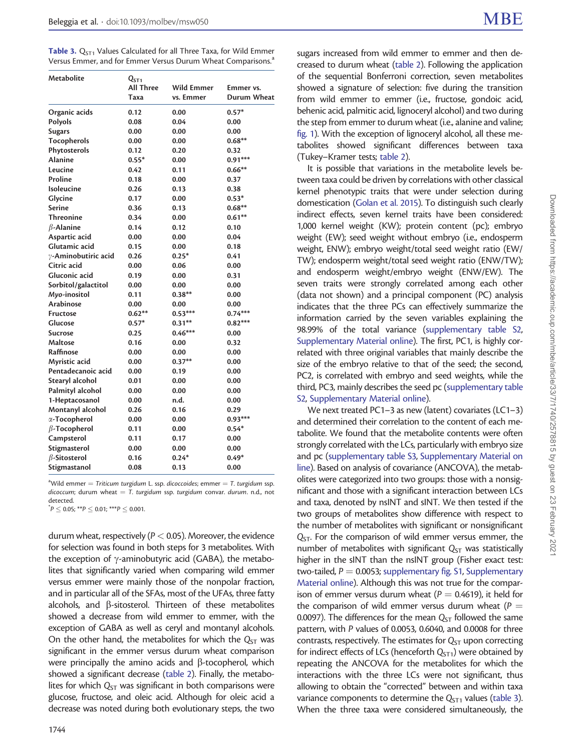**Table 3.** $Q_{ST1}$ Values Calculated for all Three Taxa, for Wild Emmer Versus Emmer, and for Emmer Versus Durum Wheat Comparisons.[a]

| Metabolite | $Q_{ST1}$ | | |
|---|---|---|---|
| | All Three Taxa | Wild Emmer vs. Emmer | Emmer vs. Durum Wheat |
| Organic acids | 0.12 | 0.00 | 0.57* |
| Polyols | 0.08 | 0.04 | 0.00 |
| Sugars | 0.00 | 0.00 | 0.00 |
| Tocopherols | 0.00 | 0.00 | 0.68** |
| Phytosterols | 0.12 | 0.20 | 0.32 |
| Alanine | 0.55* | 0.00 | 0.91*** |
| Leucine | 0.42 | 0.11 | 0.66** |
| Proline | 0.18 | 0.00 | 0.37 |
| Isoleucine | 0.26 | 0.13 | 0.38 |
| Glycine | 0.17 | 0.00 | 0.53* |
| Serine | 0.36 | 0.13 | 0.68** |
| Threonine | 0.34 | 0.00 | 0.61** |
| β-Alanine | 0.14 | 0.12 | 0.10 |
| Aspartic acid | 0.00 | 0.00 | 0.04 |
| Glutamic acid | 0.15 | 0.00 | 0.18 |
| γ-Aminobutiric acid | 0.26 | 0.25* | 0.41 |
| Citric acid | 0.00 | 0.06 | 0.00 |
| Gluconic acid | 0.19 | 0.00 | 0.31 |
| Sorbitol/galactitol | 0.00 | 0.00 | 0.00 |
| *Myo*-inositol | 0.11 | 0.38** | 0.00 |
| Arabinose | 0.00 | 0.00 | 0.00 |
| Fructose | 0.62** | 0.53*** | 0.74*** |
| Glucose | 0.57* | 0.31** | 0.82*** |
| Sucrose | 0.25 | 0.46*** | 0.00 |
| Maltose | 0.16 | 0.00 | 0.32 |
| Raffinose | 0.00 | 0.00 | 0.00 |
| Myristic acid | 0.00 | 0.37** | 0.00 |
| Pentadecanoic acid | 0.00 | 0.19 | 0.00 |
| Stearyl alcohol | 0.01 | 0.00 | 0.00 |
| Palmityl alcohol | 0.00 | 0.00 | 0.00 |
| 1-Heptacosanol | 0.00 | n.d. | 0.00 |
| Montanyl alcohol | 0.26 | 0.16 | 0.29 |
| α-Tocopherol | 0.00 | 0.00 | 0.93*** |
| β-Tocopherol | 0.11 | 0.00 | 0.54* |
| Campsterol | 0.11 | 0.17 | 0.00 |
| Stigmasterol | 0.00 | 0.00 | 0.00 |
| β-Sitosterol | 0.16 | 0.24* | 0.49* |
| Stigmastanol | 0.08 | 0.13 | 0.00 |

[a]Wild emmer = *Triticum turgidum* L. ssp. *dicoccoides*; emmer = *T. turgidum* ssp. *dicoccum*; durum wheat = *T. turgidum* ssp. *turgidum* convar. *durum*. n.d., not detected.

*$P \leq 0.05$; **$P \leq 0.01$; ***$P \leq 0.001$.

durum wheat, respectively ($P < 0.05$). Moreover, the evidence for selection was found in both steps for 3 metabolites. With the exception of γ-aminobutyric acid (GABA), the metabolites that significantly varied when comparing wild emmer versus emmer were mainly those of the nonpolar fraction, and in particular all of the SFAs, most of the UFAs, three fatty alcohols, and β-sitosterol. Thirteen of these metabolites showed a decrease from wild emmer to emmer, with the exception of GABA as well as ceryl and montanyl alcohols. On the other hand, the metabolites for which the $Q_{ST}$ was significant in the emmer versus durum wheat comparison were principally the amino acids and β-tocopherol, which showed a significant decrease (table 2). Finally, the metabolites for which $Q_{ST}$ was significant in both comparisons were glucose, fructose, and oleic acid. Although for oleic acid a decrease was noted during both evolutionary steps, the two sugars increased from wild emmer to emmer and then decreased to durum wheat (table 2). Following the application of the sequential Bonferroni correction, seven metabolites showed a signature of selection: five during the transition from wild emmer to emmer (i.e., fructose, gondoic acid, behenic acid, palmitic acid, lignoceryl alcohol) and two during the step from emmer to durum wheat (i.e., alanine and valine; fig. 1). With the exception of lignoceryl alcohol, all these metabolites showed significant differences between taxa (Tukey–Kramer tests; table 2).

It is possible that variations in the metabolite levels between taxa could be driven by correlations with other classical kernel phenotypic traits that were under selection during domestication (Golan et al. 2015). To distinguish such clearly indirect effects, seven kernel traits have been considered: 1,000 kernel weight (KW); protein content (pc); embryo weight (EW); seed weight without embryo (i.e., endosperm weight, ENW); embryo weight/total seed weight ratio (EW/TW); endosperm weight/total seed weight ratio (ENW/TW); and endosperm weight/embryo weight (ENW/EW). The seven traits were strongly correlated among each other (data not shown) and a principal component (PC) analysis indicates that the three PCs can effectively summarize the information carried by the seven variables explaining the 98.99% of the total variance (supplementary table S2, Supplementary Material online). The first, PC1, is highly correlated with three original variables that mainly describe the size of the embryo relative to that of the seed; the second, PC2, is correlated with embryo and seed weights, while the third, PC3, mainly describes the seed pc (supplementary table S2, Supplementary Material online).

We next treated PC1–3 as new (latent) covariates (LC1–3) and determined their correlation to the content of each metabolite. We found that the metabolite contents were often strongly correlated with the LCs, particularly with embryo size and pc (supplementary table S3, Supplementary Material online). Based on analysis of covariance (ANCOVA), the metabolites were categorized into two groups: those with a nonsignificant and those with a significant interaction between LCs and taxa, denoted by nsINT and sINT. We then tested if the two groups of metabolites show difference with respect to the number of metabolites with significant or nonsignificant $Q_{ST}$. For the comparison of wild emmer versus emmer, the number of metabolites with significant $Q_{ST}$ was statistically higher in the sINT than the nsINT group (Fisher exact test: two-tailed, $P = 0.0053$; supplementary fig. S1, Supplementary Material online). Although this was not true for the comparison of emmer versus durum wheat ($P = 0.4619$), it held for the comparison of wild emmer versus durum wheat ($P = 0.0097$). The differences for the mean $Q_{ST}$ followed the same pattern, with $P$ values of 0.0053, 0.6040, and 0.0008 for three contrasts, respectively. The estimates for $Q_{ST}$ upon correcting for indirect effects of LCs (henceforth $Q_{ST1}$) were obtained by repeating the ANCOVA for the metabolites for which the interactions with the three LCs were not significant, thus allowing to obtain the "corrected" between and within taxa variance components to determine the $Q_{ST1}$ values (table 3). When the three taxa were considered simultaneously, the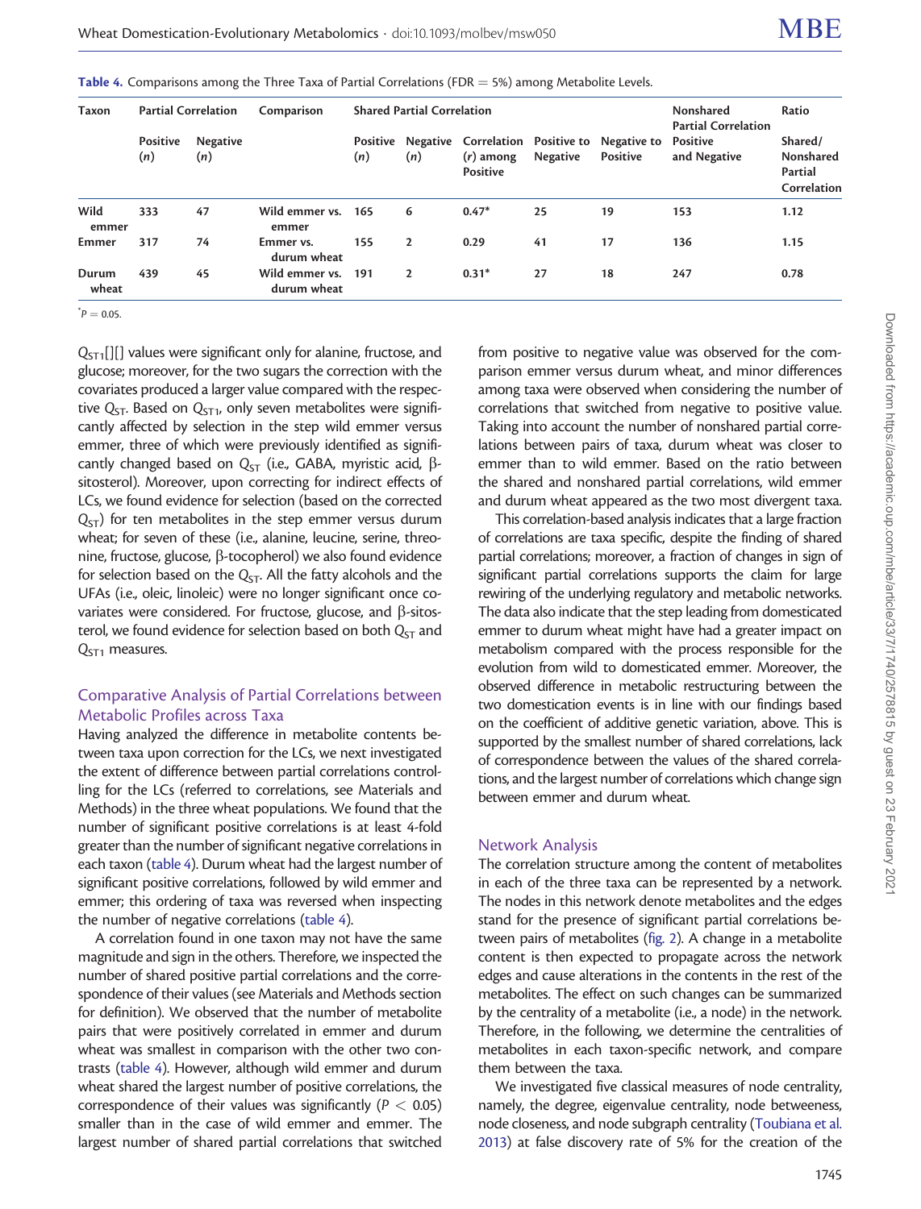**Table 4.** Comparisons among the Three Taxa of Partial Correlations (FDR = 5%) among Metabolite Levels.

| Taxon | Partial Correlation | | Comparison | Shared Partial Correlation | | | | | Nonshared Partial Correlation | Ratio |
|---|---|---|---|---|---|---|---|---|---|---|
| | Positive (*n*) | Negative (*n*) | | Positive (*n*) | Negative (*n*) | Correlation (*r*) among Positive | Positive to Negative | Negative to Positive | Positive and Negative | Shared/ Nonshared Partial Correlation |
| Wild emmer | 333 | 47 | Wild emmer vs. emmer | 165 | 6 | 0.47* | 25 | 19 | 153 | 1.12 |
| Emmer | 317 | 74 | Emmer vs. durum wheat | 155 | 2 | 0.29 | 41 | 17 | 136 | 1.15 |
| Durum wheat | 439 | 45 | Wild emmer vs. durum wheat | 191 | 2 | 0.31* | 27 | 18 | 247 | 0.78 |

*$P = 0.05$.

$Q_{ST1}$[][] values were significant only for alanine, fructose, and glucose; moreover, for the two sugars the correction with the covariates produced a larger value compared with the respective $Q_{ST}$. Based on $Q_{ST1}$, only seven metabolites were significantly affected by selection in the step wild emmer versus emmer, three of which were previously identified as significantly changed based on $Q_{ST}$ (i.e., GABA, myristic acid, β-sitosterol). Moreover, upon correcting for indirect effects of LCs, we found evidence for selection (based on the corrected $Q_{ST}$) for ten metabolites in the step emmer versus durum wheat; for seven of these (i.e., alanine, leucine, serine, threonine, fructose, glucose, β-tocopherol) we also found evidence for selection based on the $Q_{ST}$. All the fatty alcohols and the UFAs (i.e., oleic, linoleic) were no longer significant once covariates were considered. For fructose, glucose, and β-sitosterol, we found evidence for selection based on both $Q_{ST}$ and $Q_{ST1}$ measures.

## Comparative Analysis of Partial Correlations between Metabolic Profiles across Taxa

Having analyzed the difference in metabolite contents between taxa upon correction for the LCs, we next investigated the extent of difference between partial correlations controlling for the LCs (referred to correlations, see Materials and Methods) in the three wheat populations. We found that the number of significant positive correlations is at least 4-fold greater than the number of significant negative correlations in each taxon (table 4). Durum wheat had the largest number of significant positive correlations, followed by wild emmer and emmer; this ordering of taxa was reversed when inspecting the number of negative correlations (table 4).

A correlation found in one taxon may not have the same magnitude and sign in the others. Therefore, we inspected the number of shared positive partial correlations and the correspondence of their values (see Materials and Methods section for definition). We observed that the number of metabolite pairs that were positively correlated in emmer and durum wheat was smallest in comparison with the other two contrasts (table 4). However, although wild emmer and durum wheat shared the largest number of positive correlations, the correspondence of their values was significantly ($P < 0.05$) smaller than in the case of wild emmer and emmer. The largest number of shared partial correlations that switched from positive to negative value was observed for the comparison emmer versus durum wheat, and minor differences among taxa were observed when considering the number of correlations that switched from negative to positive value. Taking into account the number of nonshared partial correlations between pairs of taxa, durum wheat was closer to emmer than to wild emmer. Based on the ratio between the shared and nonshared partial correlations, wild emmer and durum wheat appeared as the two most divergent taxa.

This correlation-based analysis indicates that a large fraction of correlations are taxa specific, despite the finding of shared partial correlations; moreover, a fraction of changes in sign of significant partial correlations supports the claim for large rewiring of the underlying regulatory and metabolic networks. The data also indicate that the step leading from domesticated emmer to durum wheat might have had a greater impact on metabolism compared with the process responsible for the evolution from wild to domesticated emmer. Moreover, the observed difference in metabolic restructuring between the two domestication events is in line with our findings based on the coefficient of additive genetic variation, above. This is supported by the smallest number of shared correlations, lack of correspondence between the values of the shared correlations, and the largest number of correlations which change sign between emmer and durum wheat.

## Network Analysis

The correlation structure among the content of metabolites in each of the three taxa can be represented by a network. The nodes in this network denote metabolites and the edges stand for the presence of significant partial correlations between pairs of metabolites (fig. 2). A change in a metabolite content is then expected to propagate across the network edges and cause alterations in the contents in the rest of the metabolites. The effect on such changes can be summarized by the centrality of a metabolite (i.e., a node) in the network. Therefore, in the following, we determine the centralities of metabolites in each taxon-specific network, and compare them between the taxa.

We investigated five classical measures of node centrality, namely, the degree, eigenvalue centrality, node betweeness, node closeness, and node subgraph centrality (Toubiana et al. 2013) at false discovery rate of 5% for the creation of the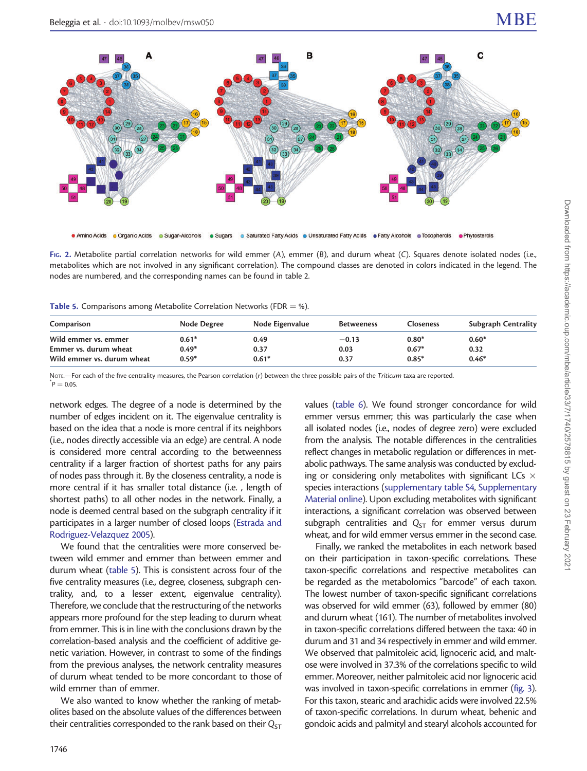Fig. 2. Metabolite partial correlation networks for wild emmer (A), emmer (B), and durum wheat (C). Squares denote isolated nodes (i.e., metabolites which are not involved in any significant correlation). The compound classes are denoted in colors indicated in the legend. The nodes are numbered, and the corresponding names can be found in table 2.

**Table 5.** Comparisons among Metabolite Correlation Networks (FDR = %).

| Comparison | Node Degree | Node Eigenvalue | Betweeness | Closeness | Subgraph Centrality |
|---|---|---|---|---|---|
| Wild emmer vs. emmer | 0.61* | 0.49 | −0.13 | 0.80* | 0.60* |
| Emmer vs. durum wheat | 0.49* | 0.37 | 0.03 | 0.67* | 0.32 |
| Wild emmer vs. durum wheat | 0.59* | 0.61* | 0.37 | 0.85* | 0.46* |

Note.—For each of the five centrality measures, the Pearson correlation ($r$) between the three possible pairs of the *Triticum* taxa are reported.
*$P = 0.05$.

network edges. The degree of a node is determined by the number of edges incident on it. The eigenvalue centrality is based on the idea that a node is more central if its neighbors (i.e., nodes directly accessible via an edge) are central. A node is considered more central according to the betweenness centrality if a larger fraction of shortest paths for any pairs of nodes pass through it. By the closeness centrality, a node is more central if it has smaller total distance (i.e. , length of shortest paths) to all other nodes in the network. Finally, a node is deemed central based on the subgraph centrality if it participates in a larger number of closed loops (Estrada and Rodriguez-Velazquez 2005).

We found that the centralities were more conserved between wild emmer and emmer than between emmer and durum wheat (table 5). This is consistent across four of the five centrality measures (i.e., degree, closeness, subgraph centrality, and, to a lesser extent, eigenvalue centrality). Therefore, we conclude that the restructuring of the networks appears more profound for the step leading to durum wheat from emmer. This is in line with the conclusions drawn by the correlation-based analysis and the coefficient of additive genetic variation. However, in contrast to some of the findings from the previous analyses, the network centrality measures of durum wheat tended to be more concordant to those of wild emmer than of emmer.

We also wanted to know whether the ranking of metabolites based on the absolute values of the differences between their centralities corresponded to the rank based on their $Q_{ST}$ values (table 6). We found stronger concordance for wild emmer versus emmer; this was particularly the case when all isolated nodes (i.e., nodes of degree zero) were excluded from the analysis. The notable differences in the centralities reflect changes in metabolic regulation or differences in metabolic pathways. The same analysis was conducted by excluding or considering only metabolites with significant LCs × species interactions (supplementary table S4, Supplementary Material online). Upon excluding metabolites with significant interactions, a significant correlation was observed between subgraph centralities and $Q_{ST}$ for emmer versus durum wheat, and for wild emmer versus emmer in the second case.

Finally, we ranked the metabolites in each network based on their participation in taxon-specific correlations. These taxon-specific correlations and respective metabolites can be regarded as the metabolomics "barcode" of each taxon. The lowest number of taxon-specific significant correlations was observed for wild emmer (63), followed by emmer (80) and durum wheat (161). The number of metabolites involved in taxon-specific correlations differed between the taxa: 40 in durum and 31 and 34 respectively in emmer and wild emmer. We observed that palmitoleic acid, lignoceric acid, and maltose were involved in 37.3% of the correlations specific to wild emmer. Moreover, neither palmitoleic acid nor lignoceric acid was involved in taxon-specific correlations in emmer (fig. 3). For this taxon, stearic and arachidic acids were involved 22.5% of taxon-specific correlations. In durum wheat, behenic and gondoic acids and palmityl and stearyl alcohols accounted for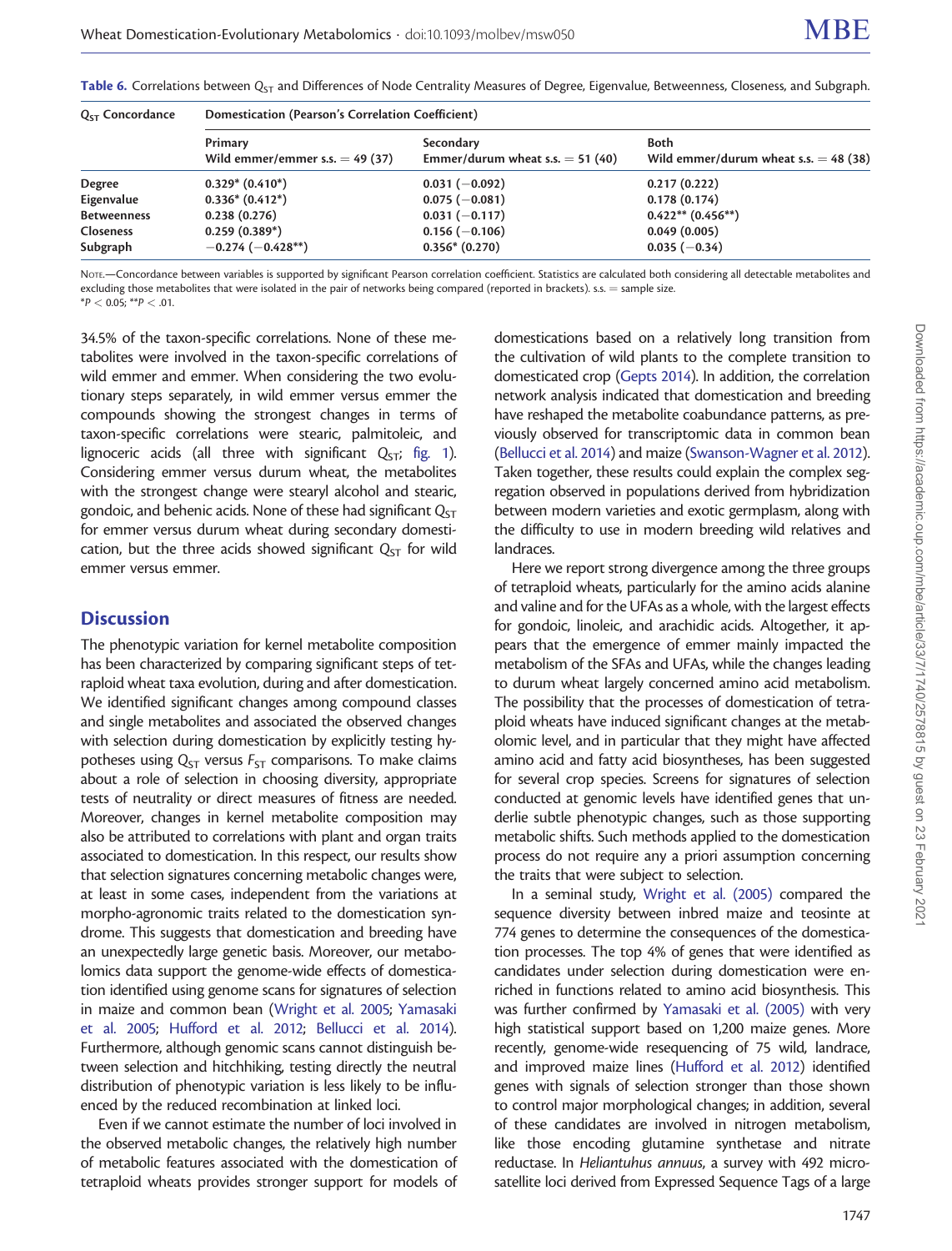**Table 6.** Correlations between $Q_{ST}$ and Differences of Node Centrality Measures of Degree, Eigenvalue, Betweenness, Closeness, and Subgraph.

| $Q_{ST}$ Concordance | Domestication (Pearson's Correlation Coefficient) | | |
|---|---|---|---|
| | Primary Wild emmer/emmer s.s. = 49 (37) | Secondary Emmer/durum wheat s.s. = 51 (40) | Both Wild emmer/durum wheat s.s. = 48 (38) |
| **Degree** | **0.329* (0.410*)** | 0.031 (−0.092) | 0.217 (0.222) |
| **Eigenvalue** | **0.336* (0.412*)** | 0.075 (−0.081) | 0.178 (0.174) |
| **Betweenness** | 0.238 (0.276) | 0.031 (−0.117) | **0.422** (0.456**)** |
| **Closeness** | 0.259 (**0.389***) | 0.156 (−0.106) | 0.049 (0.005) |
| **Subgraph** | −0.274 (**−0.428****) | **0.356*** (0.270) | 0.035 (−0.34) |

Note.—Concordance between variables is supported by significant Pearson correlation coefficient. Statistics are calculated both considering all detectable metabolites and excluding those metabolites that were isolated in the pair of networks being compared (reported in brackets). s.s. = sample size.
*$P < 0.05$; **$P < .01$.

34.5% of the taxon-specific correlations. None of these metabolites were involved in the taxon-specific correlations of wild emmer and emmer. When considering the two evolutionary steps separately, in wild emmer versus emmer the compounds showing the strongest changes in terms of taxon-specific correlations were stearic, palmitoleic, and lignoceric acids (all three with significant $Q_{ST}$; fig. 1). Considering emmer versus durum wheat, the metabolites with the strongest change were stearyl alcohol and stearic, gondoic, and behenic acids. None of these had significant $Q_{ST}$ for emmer versus durum wheat during secondary domestication, but the three acids showed significant $Q_{ST}$ for wild emmer versus emmer.

## Discussion

The phenotypic variation for kernel metabolite composition has been characterized by comparing significant steps of tetraploid wheat taxa evolution, during and after domestication. We identified significant changes among compound classes and single metabolites and associated the observed changes with selection during domestication by explicitly testing hypotheses using $Q_{ST}$ versus $F_{ST}$ comparisons. To make claims about a role of selection in choosing diversity, appropriate tests of neutrality or direct measures of fitness are needed. Moreover, changes in kernel metabolite composition may also be attributed to correlations with plant and organ traits associated to domestication. In this respect, our results show that selection signatures concerning metabolic changes were, at least in some cases, independent from the variations at morpho-agronomic traits related to the domestication syndrome. This suggests that domestication and breeding have an unexpectedly large genetic basis. Moreover, our metabolomics data support the genome-wide effects of domestication identified using genome scans for signatures of selection in maize and common bean (Wright et al. 2005; Yamasaki et al. 2005; Hufford et al. 2012; Bellucci et al. 2014). Furthermore, although genomic scans cannot distinguish between selection and hitchhiking, testing directly the neutral distribution of phenotypic variation is less likely to be influenced by the reduced recombination at linked loci.

Even if we cannot estimate the number of loci involved in the observed metabolic changes, the relatively high number of metabolic features associated with the domestication of tetraploid wheats provides stronger support for models of domestications based on a relatively long transition from the cultivation of wild plants to the complete transition to domesticated crop (Gepts 2014). In addition, the correlation network analysis indicated that domestication and breeding have reshaped the metabolite coabundance patterns, as previously observed for transcriptomic data in common bean (Bellucci et al. 2014) and maize (Swanson-Wagner et al. 2012). Taken together, these results could explain the complex segregation observed in populations derived from hybridization between modern varieties and exotic germplasm, along with the difficulty to use in modern breeding wild relatives and landraces.

Here we report strong divergence among the three groups of tetraploid wheats, particularly for the amino acids alanine and valine and for the UFAs as a whole, with the largest effects for gondoic, linoleic, and arachidic acids. Altogether, it appears that the emergence of emmer mainly impacted the metabolism of the SFAs and UFAs, while the changes leading to durum wheat largely concerned amino acid metabolism. The possibility that the processes of domestication of tetraploid wheats have induced significant changes at the metabolomic level, and in particular that they might have affected amino acid and fatty acid biosyntheses, has been suggested for several crop species. Screens for signatures of selection conducted at genomic levels have identified genes that underlie subtle phenotypic changes, such as those supporting metabolic shifts. Such methods applied to the domestication process do not require any a priori assumption concerning the traits that were subject to selection.

In a seminal study, Wright et al. (2005) compared the sequence diversity between inbred maize and teosinte at 774 genes to determine the consequences of the domestication processes. The top 4% of genes that were identified as candidates under selection during domestication were enriched in functions related to amino acid biosynthesis. This was further confirmed by Yamasaki et al. (2005) with very high statistical support based on 1,200 maize genes. More recently, genome-wide resequencing of 75 wild, landrace, and improved maize lines (Hufford et al. 2012) identified genes with signals of selection stronger than those shown to control major morphological changes; in addition, several of these candidates are involved in nitrogen metabolism, like those encoding glutamine synthetase and nitrate reductase. In *Helianthus annuus*, a survey with 492 microsatellite loci derived from Expressed Sequence Tags of a large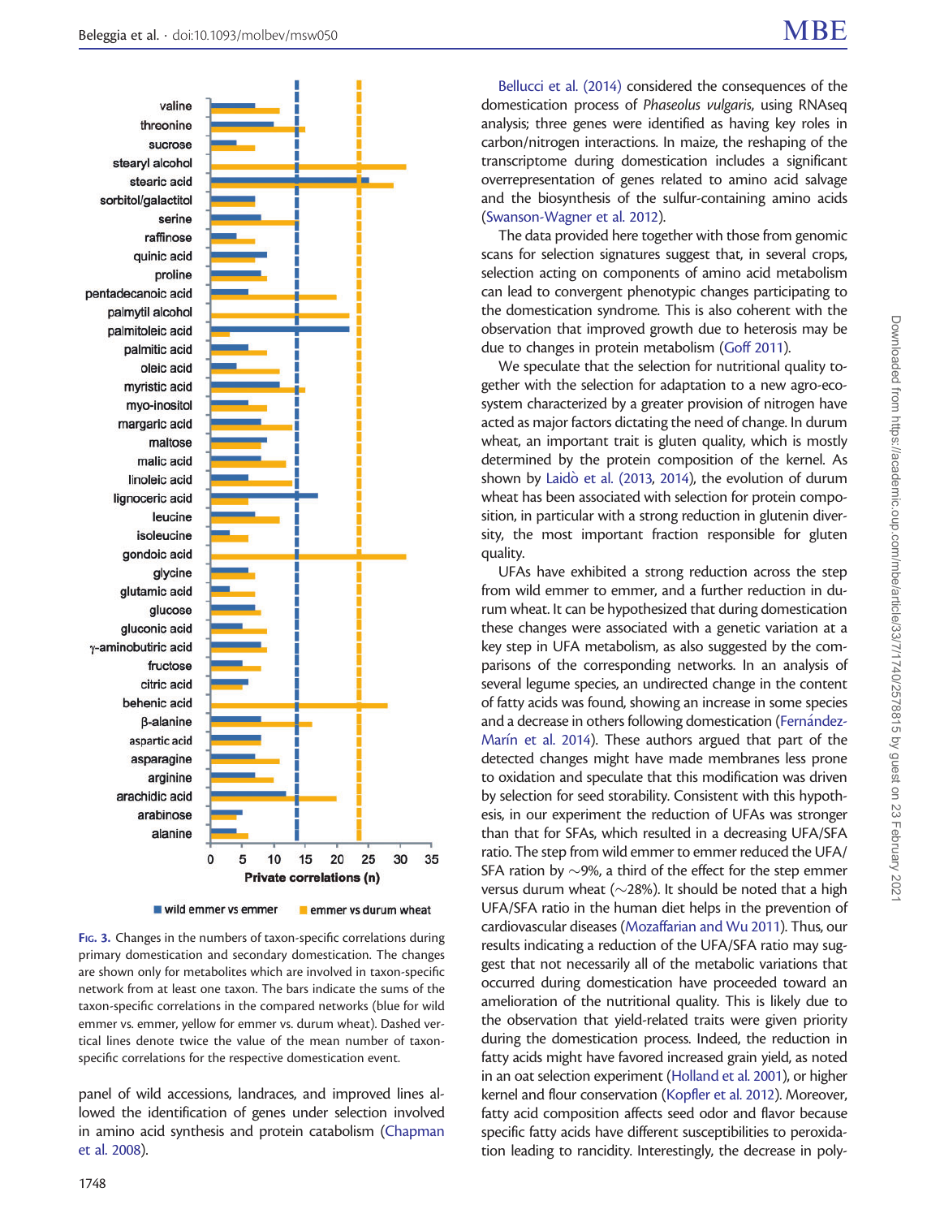Fig. 3. Changes in the numbers of taxon-specific correlations during primary domestication and secondary domestication. The changes are shown only for metabolites which are involved in taxon-specific network from at least one taxon. The bars indicate the sums of the taxon-specific correlations in the compared networks (blue for wild emmer vs. emmer, yellow for emmer vs. durum wheat). Dashed vertical lines denote twice the value of the mean number of taxon-specific correlations for the respective domestication event.

panel of wild accessions, landraces, and improved lines allowed the identification of genes under selection involved in amino acid synthesis and protein catabolism (Chapman et al. 2008).

Bellucci et al. (2014) considered the consequences of the domestication process of *Phaseolus vulgaris*, using RNAseq analysis; three genes were identified as having key roles in carbon/nitrogen interactions. In maize, the reshaping of the transcriptome during domestication includes a significant overrepresentation of genes related to amino acid salvage and the biosynthesis of the sulfur-containing amino acids (Swanson-Wagner et al. 2012).

The data provided here together with those from genomic scans for selection signatures suggest that, in several crops, selection acting on components of amino acid metabolism can lead to convergent phenotypic changes participating to the domestication syndrome. This is also coherent with the observation that improved growth due to heterosis may be due to changes in protein metabolism (Goff 2011).

We speculate that the selection for nutritional quality together with the selection for adaptation to a new agro-ecosystem characterized by a greater provision of nitrogen have acted as major factors dictating the need of change. In durum wheat, an important trait is gluten quality, which is mostly determined by the protein composition of the kernel. As shown by Laidò et al. (2013, 2014), the evolution of durum wheat has been associated with selection for protein composition, in particular with a strong reduction in glutenin diversity, the most important fraction responsible for gluten quality.

UFAs have exhibited a strong reduction across the step from wild emmer to emmer, and a further reduction in durum wheat. It can be hypothesized that during domestication these changes were associated with a genetic variation at a key step in UFA metabolism, as also suggested by the comparisons of the corresponding networks. In an analysis of several legume species, an undirected change in the content of fatty acids was found, showing an increase in some species and a decrease in others following domestication (Fernández-Marín et al. 2014). These authors argued that part of the detected changes might have made membranes less prone to oxidation and speculate that this modification was driven by selection for seed storability. Consistent with this hypothesis, in our experiment the reduction of UFAs was stronger than that for SFAs, which resulted in a decreasing UFA/SFA ratio. The step from wild emmer to emmer reduced the UFA/SFA ration by ~9%, a third of the effect for the step emmer versus durum wheat (~28%). It should be noted that a high UFA/SFA ratio in the human diet helps in the prevention of cardiovascular diseases (Mozaffarian and Wu 2011). Thus, our results indicating a reduction of the UFA/SFA ratio may suggest that not necessarily all of the metabolic variations that occurred during domestication have proceeded toward an amelioration of the nutritional quality. This is likely due to the observation that yield-related traits were given priority during the domestication process. Indeed, the reduction in fatty acids might have favored increased grain yield, as noted in an oat selection experiment (Holland et al. 2001), or higher kernel and flour conservation (Kopfler et al. 2012). Moreover, fatty acid composition affects seed odor and flavor because specific fatty acids have different susceptibilities to peroxidation leading to rancidity. Interestingly, the decrease in poly-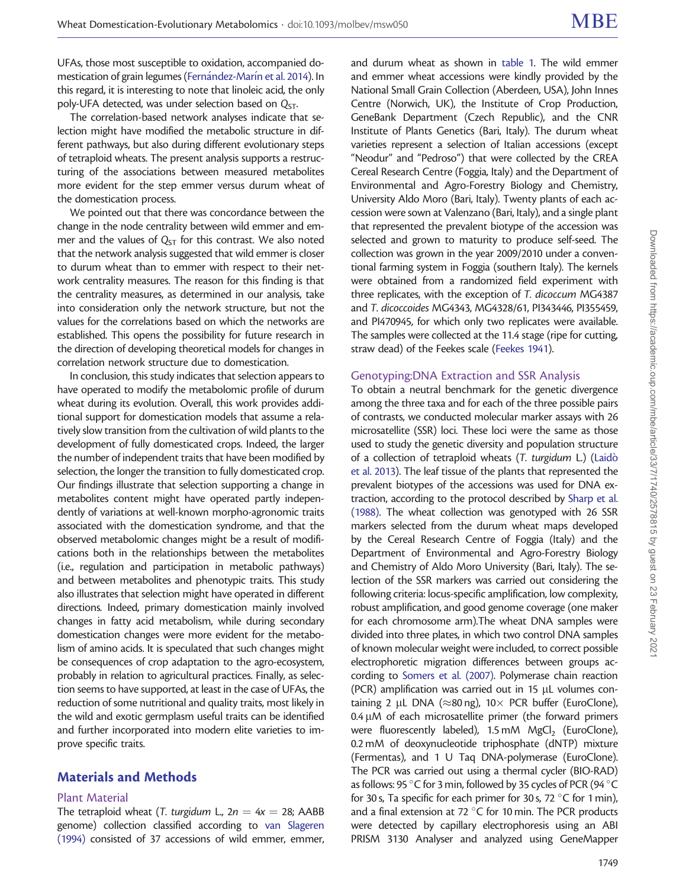UFAs, those most susceptible to oxidation, accompanied domestication of grain legumes (Fernández-Marín et al. 2014). In this regard, it is interesting to note that linoleic acid, the only poly-UFA detected, was under selection based on $Q_{ST}$.

The correlation-based network analyses indicate that selection might have modified the metabolic structure in different pathways, but also during different evolutionary steps of tetraploid wheats. The present analysis supports a restructuring of the associations between measured metabolites more evident for the step emmer versus durum wheat of the domestication process.

We pointed out that there was concordance between the change in the node centrality between wild emmer and emmer and the values of $Q_{ST}$ for this contrast. We also noted that the network analysis suggested that wild emmer is closer to durum wheat than to emmer with respect to their network centrality measures. The reason for this finding is that the centrality measures, as determined in our analysis, take into consideration only the network structure, but not the values for the correlations based on which the networks are established. This opens the possibility for future research in the direction of developing theoretical models for changes in correlation network structure due to domestication.

In conclusion, this study indicates that selection appears to have operated to modify the metabolomic profile of durum wheat during its evolution. Overall, this work provides additional support for domestication models that assume a relatively slow transition from the cultivation of wild plants to the development of fully domesticated crops. Indeed, the larger the number of independent traits that have been modified by selection, the longer the transition to fully domesticated crop. Our findings illustrate that selection supporting a change in metabolites content might have operated partly independently of variations at well-known morpho-agronomic traits associated with the domestication syndrome, and that the observed metabolomic changes might be a result of modifications both in the relationships between the metabolites (i.e., regulation and participation in metabolic pathways) and between metabolites and phenotypic traits. This study also illustrates that selection might have operated in different directions. Indeed, primary domestication mainly involved changes in fatty acid metabolism, while during secondary domestication changes were more evident for the metabolism of amino acids. It is speculated that such changes might be consequences of crop adaptation to the agro-ecosystem, probably in relation to agricultural practices. Finally, as selection seems to have supported, at least in the case of UFAs, the reduction of some nutritional and quality traits, most likely in the wild and exotic germplasm useful traits can be identified and further incorporated into modern elite varieties to improve specific traits.

## Materials and Methods

### Plant Material

The tetraploid wheat (*T. turgidum* L., $2n = 4x = 28$; AABB genome) collection classified according to van Slageren (1994) consisted of 37 accessions of wild emmer, emmer, and durum wheat as shown in table 1. The wild emmer and emmer wheat accessions were kindly provided by the National Small Grain Collection (Aberdeen, USA), John Innes Centre (Norwich, UK), the Institute of Crop Production, GeneBank Department (Czech Republic), and the CNR Institute of Plants Genetics (Bari, Italy). The durum wheat varieties represent a selection of Italian accessions (except "Neodur" and "Pedroso") that were collected by the CREA Cereal Research Centre (Foggia, Italy) and the Department of Environmental and Agro-Forestry Biology and Chemistry, University Aldo Moro (Bari, Italy). Twenty plants of each accession were sown at Valenzano (Bari, Italy), and a single plant that represented the prevalent biotype of the accession was selected and grown to maturity to produce self-seed. The collection was grown in the year 2009/2010 under a conventional farming system in Foggia (southern Italy). The kernels were obtained from a randomized field experiment with three replicates, with the exception of *T. dicoccum* MG4387 and *T. dicoccoides* MG4343, MG4328/61, PI343446, PI355459, and PI470945, for which only two replicates were available. The samples were collected at the 11.4 stage (ripe for cutting, straw dead) of the Feekes scale (Feekes 1941).

### Genotyping:DNA Extraction and SSR Analysis

To obtain a neutral benchmark for the genetic divergence among the three taxa and for each of the three possible pairs of contrasts, we conducted molecular marker assays with 26 microsatellite (SSR) loci. These loci were the same as those used to study the genetic diversity and population structure of a collection of tetraploid wheats (*T. turgidum* L.) (Laidò et al. 2013). The leaf tissue of the plants that represented the prevalent biotypes of the accessions was used for DNA extraction, according to the protocol described by Sharp et al. (1988). The wheat collection was genotyped with 26 SSR markers selected from the durum wheat maps developed by the Cereal Research Centre of Foggia (Italy) and the Department of Environmental and Agro-Forestry Biology and Chemistry of Aldo Moro University (Bari, Italy). The selection of the SSR markers was carried out considering the following criteria: locus-specific amplification, low complexity, robust amplification, and good genome coverage (one maker for each chromosome arm).The wheat DNA samples were divided into three plates, in which two control DNA samples of known molecular weight were included, to correct possible electrophoretic migration differences between groups according to Somers et al. (2007). Polymerase chain reaction (PCR) amplification was carried out in 15 μL volumes containing 2 μL DNA (≈80 ng), 10× PCR buffer (EuroClone), 0.4 μM of each microsatellite primer (the forward primers were fluorescently labeled), 1.5 mM $MgCl_2$ (EuroClone), 0.2 mM of deoxynucleotide triphosphate (dNTP) mixture (Fermentas), and 1 U Taq DNA-polymerase (EuroClone). The PCR was carried out using a thermal cycler (BIO-RAD) as follows: 95 °C for 3 min, followed by 35 cycles of PCR (94 °C for 30 s, Ta specific for each primer for 30 s, 72 °C for 1 min), and a final extension at 72 °C for 10 min. The PCR products were detected by capillary electrophoresis using an ABI PRISM 3130 Analyser and analyzed using GeneMapper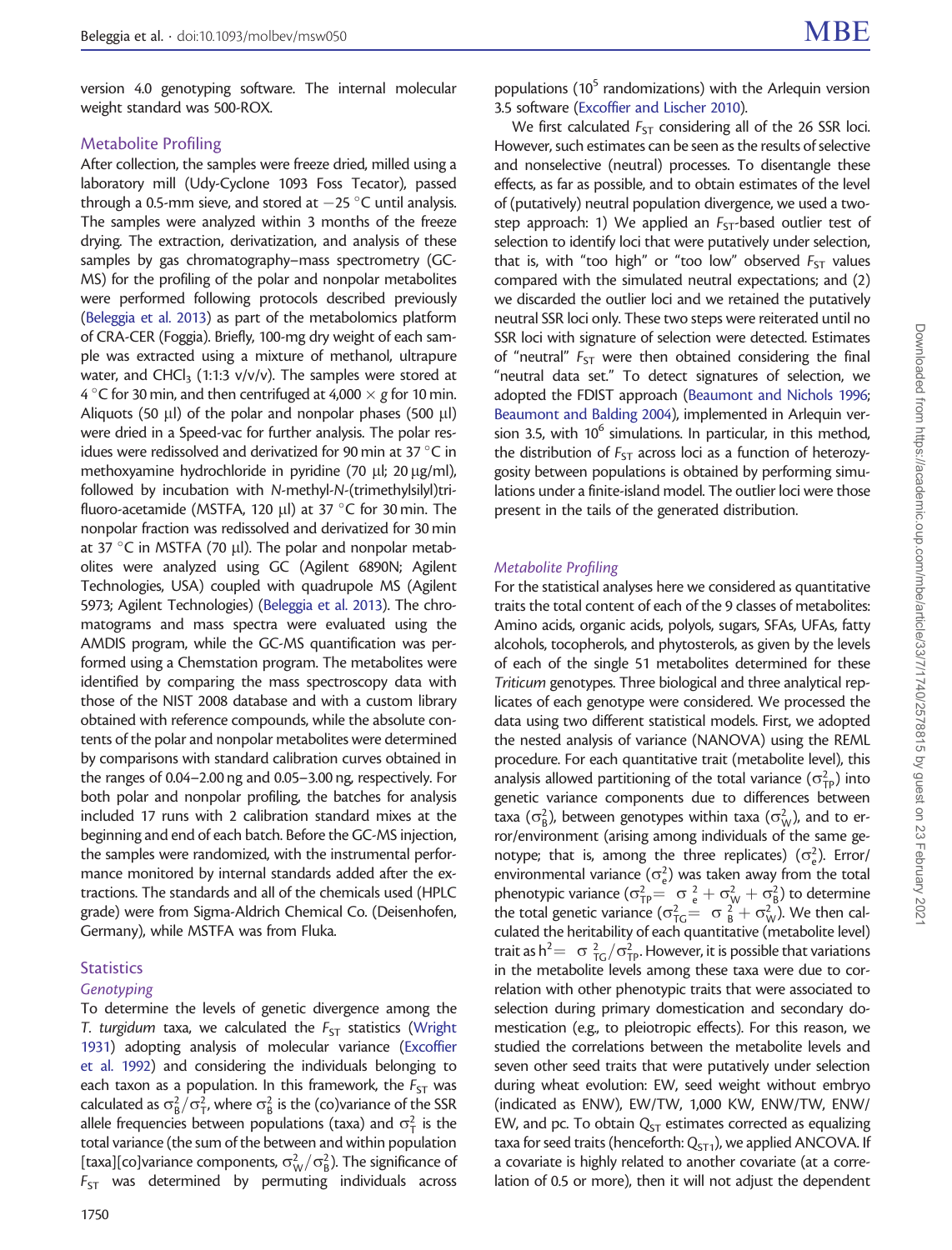version 4.0 genotyping software. The internal molecular weight standard was 500-ROX.

## Metabolite Profiling

After collection, the samples were freeze dried, milled using a laboratory mill (Udy-Cyclone 1093 Foss Tecator), passed through a 0.5-mm sieve, and stored at −25 °C until analysis. The samples were analyzed within 3 months of the freeze drying. The extraction, derivatization, and analysis of these samples by gas chromatography–mass spectrometry (GC-MS) for the profiling of the polar and nonpolar metabolites were performed following protocols described previously (Beleggia et al. 2013) as part of the metabolomics platform of CRA-CER (Foggia). Briefly, 100-mg dry weight of each sample was extracted using a mixture of methanol, ultrapure water, and $CHCl_3$ (1:1:3 v/v/v). The samples were stored at 4 °C for 30 min, and then centrifuged at 4,000 × *g* for 10 min. Aliquots (50 μl) of the polar and nonpolar phases (500 μl) were dried in a Speed-vac for further analysis. The polar residues were redissolved and derivatized for 90 min at 37 °C in methoxyamine hydrochloride in pyridine (70 μl; 20 μg/ml), followed by incubation with *N*-methyl-*N*-(trimethylsilyl)trifluoro-acetamide (MSTFA, 120 μl) at 37 °C for 30 min. The nonpolar fraction was redissolved and derivatized for 30 min at 37 °C in MSTFA (70 μl). The polar and nonpolar metabolites were analyzed using GC (Agilent 6890N; Agilent Technologies, USA) coupled with quadrupole MS (Agilent 5973; Agilent Technologies) (Beleggia et al. 2013). The chromatograms and mass spectra were evaluated using the AMDIS program, while the GC-MS quantification was performed using a Chemstation program. The metabolites were identified by comparing the mass spectroscopy data with those of the NIST 2008 database and with a custom library obtained with reference compounds, while the absolute contents of the polar and nonpolar metabolites were determined by comparisons with standard calibration curves obtained in the ranges of 0.04–2.00 ng and 0.05–3.00 ng, respectively. For both polar and nonpolar profiling, the batches for analysis included 17 runs with 2 calibration standard mixes at the beginning and end of each batch. Before the GC-MS injection, the samples were randomized, with the instrumental performance monitored by internal standards added after the extractions. The standards and all of the chemicals used (HPLC grade) were from Sigma-Aldrich Chemical Co. (Deisenhofen, Germany), while MSTFA was from Fluka.

## Statistics

### Genotyping

To determine the levels of genetic divergence among the *T. turgidum* taxa, we calculated the $F_{ST}$ statistics (Wright 1931) adopting analysis of molecular variance (Excoffier et al. 1992) and considering the individuals belonging to each taxon as a population. In this framework, the $F_{ST}$ was calculated as $\sigma^2_B/\sigma^2_T$, where $\sigma^2_B$ is the (co)variance of the SSR allele frequencies between populations (taxa) and $\sigma^2_T$ is the total variance (the sum of the between and within population [taxa][co]variance components, $\sigma^2_W/\sigma^2_B$). The significance of $F_{ST}$ was determined by permuting individuals across populations ($10^5$ randomizations) with the Arlequin version 3.5 software (Excoffier and Lischer 2010).

We first calculated $F_{ST}$ considering all of the 26 SSR loci. However, such estimates can be seen as the results of selective and nonselective (neutral) processes. To disentangle these effects, as far as possible, and to obtain estimates of the level of (putatively) neutral population divergence, we used a two-step approach: 1) We applied an $F_{ST}$-based outlier test of selection to identify loci that were putatively under selection, that is, with "too high" or "too low" observed $F_{ST}$ values compared with the simulated neutral expectations; and (2) we discarded the outlier loci and we retained the putatively neutral SSR loci only. These two steps were reiterated until no SSR loci with signature of selection were detected. Estimates of "neutral" $F_{ST}$ were then obtained considering the final "neutral data set." To detect signatures of selection, we adopted the FDIST approach (Beaumont and Nichols 1996; Beaumont and Balding 2004), implemented in Arlequin version 3.5, with $10^6$ simulations. In particular, in this method, the distribution of $F_{ST}$ across loci as a function of heterozygosity between populations is obtained by performing simulations under a finite-island model. The outlier loci were those present in the tails of the generated distribution.

### Metabolite Profiling

For the statistical analyses here we considered as quantitative traits the total content of each of the 9 classes of metabolites: Amino acids, organic acids, polyols, sugars, SFAs, UFAs, fatty alcohols, tocopherols, and phytosterols, as given by the levels of each of the single 51 metabolites determined for these *Triticum* genotypes. Three biological and three analytical replicates of each genotype were considered. We processed the data using two different statistical models. First, we adopted the nested analysis of variance (NANOVA) using the REML procedure. For each quantitative trait (metabolite level), this analysis allowed partitioning of the total variance ($\sigma^2_{TP}$) into genetic variance components due to differences between taxa ($\sigma^2_B$), between genotypes within taxa ($\sigma^2_W$), and to error/environment (arising among individuals of the same genotype; that is, among the three replicates) ($\sigma^2_e$). Error/environmental variance ($\sigma^2_e$) was taken away from the total phenotypic variance ($\sigma^2_{TP} = \sigma^2_e + \sigma^2_W + \sigma^2_B$) to determine the total genetic variance ($\sigma^2_{TG} = \sigma^2_B + \sigma^2_W$). We then calculated the heritability of each quantitative (metabolite level) trait as $h^2 = \sigma^2_{TG}/\sigma^2_{TP}$. However, it is possible that variations in the metabolite levels among these taxa were due to correlation with other phenotypic traits that were associated to selection during primary domestication and secondary domestication (e.g., to pleiotropic effects). For this reason, we studied the correlations between the metabolite levels and seven other seed traits that were putatively under selection during wheat evolution: EW, seed weight without embryo (indicated as ENW), EW/TW, 1,000 KW, ENW/TW, ENW/EW, and pc. To obtain $Q_{ST}$ estimates corrected as equalizing taxa for seed traits (henceforth: $Q_{ST1}$), we applied ANCOVA. If a covariate is highly related to another covariate (at a correlation of 0.5 or more), then it will not adjust the dependent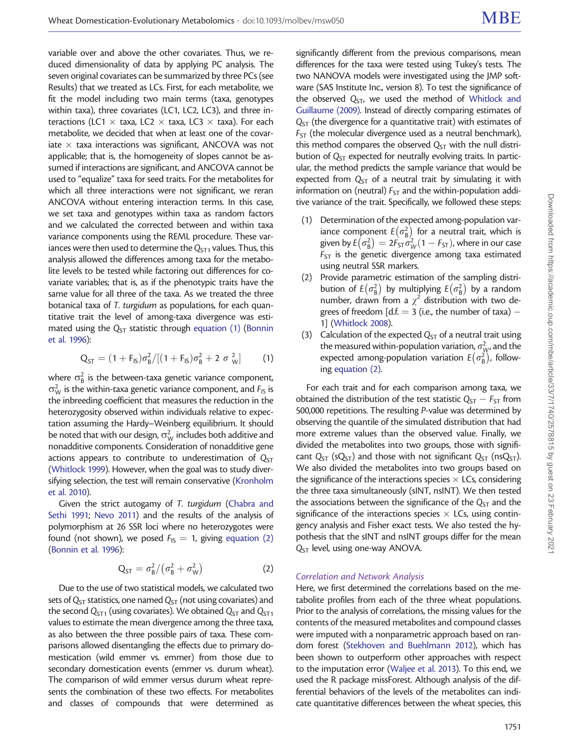variable over and above the other covariates. Thus, we reduced dimensionality of data by applying PC analysis. The seven original covariates can be summarized by three PCs (see Results) that we treated as LCs. First, for each metabolite, we fit the model including two main terms (taxa, genotypes within taxa), three covariates (LC1, LC2, LC3), and three interactions (LC1 × taxa, LC2 × taxa, LC3 × taxa). For each metabolite, we decided that when at least one of the covariate × taxa interactions was significant, ANCOVA was not applicable; that is, the homogeneity of slopes cannot be assumed if interactions are significant, and ANCOVA cannot be used to "equalize" taxa for seed traits. For the metabolites for which all three interactions were not significant, we reran ANCOVA without entering interaction terms. In this case, we set taxa and genotypes within taxa as random factors and we calculated the corrected between and within taxa variance components using the REML procedure. These variances were then used to determine the $Q_{ST1}$ values. Thus, this analysis allowed the differences among taxa for the metabolite levels to be tested while factoring out differences for covariate variables; that is, as if the phenotypic traits have the same value for all three of the taxa. As we treated the three botanical taxa of *T. turgidum* as populations, for each quantitative trait the level of among-taxa divergence was estimated using the $Q_{ST}$ statistic through equation (1) (Bonnin et al. 1996):

$$Q_{ST} = (1 + F_{IS})\sigma_B^2/[(1 + F_{IS})\sigma_B^2 + 2\,\sigma_W^2] \qquad (1)$$

where $\sigma_B^2$ is the between-taxa genetic variance component, $\sigma_W^2$ is the within-taxa genetic variance component, and $F_{IS}$ is the inbreeding coefficient that measures the reduction in the heterozygosity observed within individuals relative to expectation assuming the Hardy–Weinberg equilibrium. It should be noted that with our design, $\sigma_W^2$ includes both additive and nonadditive components. Consideration of nonadditive gene actions appears to contribute to underestimation of $Q_{ST}$ (Whitlock 1999). However, when the goal was to study diversifying selection, the test will remain conservative (Kronholm et al. 2010).

Given the strict autogamy of *T. turgidum* (Chabra and Sethi 1991; Nevo 2011) and the results of the analysis of polymorphism at 26 SSR loci where no heterozygotes were found (not shown), we posed $F_{IS} = 1$, giving equation (2) (Bonnin et al. 1996):

$$Q_{ST} = \sigma_B^2/\left(\sigma_B^2 + \sigma_W^2\right) \qquad (2)$$

Due to the use of two statistical models, we calculated two sets of $Q_{ST}$ statistics, one named $Q_{ST}$ (not using covariates) and the second $Q_{ST1}$ (using covariates). We obtained $Q_{ST}$ and $Q_{ST1}$ values to estimate the mean divergence among the three taxa, as also between the three possible pairs of taxa. These comparisons allowed disentangling the effects due to primary domestication (wild emmer vs. emmer) from those due to secondary domestication events (emmer vs. durum wheat). The comparison of wild emmer versus durum wheat represents the combination of these two effects. For metabolites and classes of compounds that were determined as significantly different from the previous comparisons, mean differences for the taxa were tested using Tukey's tests. The two NANOVA models were investigated using the JMP software (SAS Institute Inc., version 8). To test the significance of the observed $Q_{ST}$, we used the method of Whitlock and Guillaume (2009). Instead of directly comparing estimates of $Q_{ST}$ (the divergence for a quantitative trait) with estimates of $F_{ST}$ (the molecular divergence used as a neutral benchmark), this method compares the observed $Q_{ST}$ with the null distribution of $Q_{ST}$ expected for neutrally evolving traits. In particular, the method predicts the sample variance that would be expected from $Q_{ST}$ of a neutral trait by simulating it with information on (neutral) $F_{ST}$ and the within-population additive variance of the trait. Specifically, we followed these steps:

1. Determination of the expected among-population variance component $E(\sigma_B^2)$ for a neutral trait, which is given by $E(\sigma_B^2) = 2F_{ST}\sigma_W^2(1 - F_{ST})$, where in our case $F_{ST}$ is the genetic divergence among taxa estimated using neutral SSR markers.
2. Provide parametric estimation of the sampling distribution of $E(\sigma_B^2)$ by multiplying $E(\sigma_B^2)$ by a random number, drawn from a $\chi^2$ distribution with two degrees of freedom [d.f. = 3 (i.e., the number of taxa) − 1] (Whitlock 2008).
3. Calculation of the expected $Q_{ST}$ of a neutral trait using the measured within-population variation, $\sigma_W^2$, and the expected among-population variation $E(\sigma_B^2)$, following equation (2).

For each trait and for each comparison among taxa, we obtained the distribution of the test statistic $Q_{ST} - F_{ST}$ from 500,000 repetitions. The resulting *P*-value was determined by observing the quantile of the simulated distribution that had more extreme values than the observed value. Finally, we divided the metabolites into two groups, those with significant $Q_{ST}$ ($sQ_{ST}$) and those with not significant $Q_{ST}$ ($nsQ_{ST}$). We also divided the metabolites into two groups based on the significance of the interactions species × LCs, considering the three taxa simultaneously (sINT, nsINT). We then tested the associations between the significance of the $Q_{ST}$ and the significance of the interactions species × LCs, using contingency analysis and Fisher exact tests. We also tested the hypothesis that the sINT and nsINT groups differ for the mean $Q_{ST}$ level, using one-way ANOVA.

### Correlation and Network Analysis

Here, we first determined the correlations based on the metabolite profiles from each of the three wheat populations. Prior to the analysis of correlations, the missing values for the contents of the measured metabolites and compound classes were imputed with a nonparametric approach based on random forest (Stekhoven and Buehlmann 2012), which has been shown to outperform other approaches with respect to the imputation error (Waljee et al. 2013). To this end, we used the R package missForest. Although analysis of the differential behaviors of the levels of the metabolites can indicate quantitative differences between the wheat species, this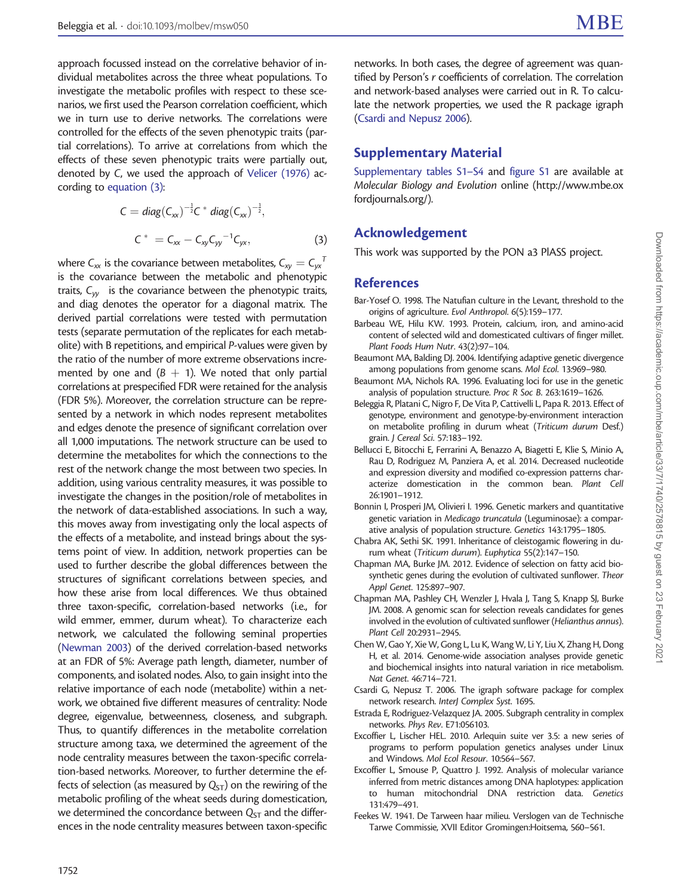approach focussed instead on the correlative behavior of individual metabolites across the three wheat populations. To investigate the metabolic profiles with respect to these scenarios, we first used the Pearson correlation coefficient, which we in turn use to derive networks. The correlations were controlled for the effects of the seven phenotypic traits (partial correlations). To arrive at correlations from which the effects of these seven phenotypic traits were partially out, denoted by $C$, we used the approach of Velicer (1976) according to equation (3):

$$C = diag(C_{xx})^{-\frac{1}{2}} C^* \, diag(C_{xx})^{-\frac{1}{2}},$$

$$C^* = C_{xx} - C_{xy} C_{yy}^{-1} C_{yx}, \tag{3}$$

where $C_{xx}$ is the covariance between metabolites, $C_{xy} = C_{yx}^T$ is the covariance between the metabolic and phenotypic traits, $C_{yy}$ is the covariance between the phenotypic traits, and diag denotes the operator for a diagonal matrix. The derived partial correlations were tested with permutation tests (separate permutation of the replicates for each metabolite) with B repetitions, and empirical $P$-values were given by the ratio of the number of more extreme observations incremented by one and $(B + 1)$. We noted that only partial correlations at prespecified FDR were retained for the analysis (FDR 5%). Moreover, the correlation structure can be represented by a network in which nodes represent metabolites and edges denote the presence of significant correlation over all 1,000 imputations. The network structure can be used to determine the metabolites for which the connections to the rest of the network change the most between two species. In addition, using various centrality measures, it was possible to investigate the changes in the position/role of metabolites in the network of data-established associations. In such a way, this moves away from investigating only the local aspects of the effects of a metabolite, and instead brings about the systems point of view. In addition, network properties can be used to further describe the global differences between the structures of significant correlations between species, and how these arise from local differences. We thus obtained three taxon-specific, correlation-based networks (i.e., for wild emmer, emmer, durum wheat). To characterize each network, we calculated the following seminal properties (Newman 2003) of the derived correlation-based networks at an FDR of 5%: Average path length, diameter, number of components, and isolated nodes. Also, to gain insight into the relative importance of each node (metabolite) within a network, we obtained five different measures of centrality: Node degree, eigenvalue, betweenness, closeness, and subgraph. Thus, to quantify differences in the metabolite correlation structure among taxa, we determined the agreement of the node centrality measures between the taxon-specific correlation-based networks. Moreover, to further determine the effects of selection (as measured by $Q_{ST}$) on the rewiring of the metabolic profiling of the wheat seeds during domestication, we determined the concordance between $Q_{ST}$ and the differences in the node centrality measures between taxon-specific networks. In both cases, the degree of agreement was quantified by Person's $r$ coefficients of correlation. The correlation and network-based analyses were carried out in R. To calculate the network properties, we used the R package igraph (Csardi and Nepusz 2006).

## Supplementary Material

Supplementary tables S1–S4 and figure S1 are available at *Molecular Biology and Evolution* online (http://www.mbe.oxfordjournals.org/).

## Acknowledgement

This work was supported by the PON a3 PlASS project.

## References

Bar-Yosef O. 1998. The Natufian culture in the Levant, threshold to the origins of agriculture. *Evol Anthropol*. 6(5):159–177.

Barbeau WE, Hilu KW. 1993. Protein, calcium, iron, and amino-acid content of selected wild and domesticated cultivars of finger millet. *Plant Foods Hum Nutr*. 43(2):97–104.

Beaumont MA, Balding DJ. 2004. Identifying adaptive genetic divergence among populations from genome scans. *Mol Ecol*. 13:969–980.

Beaumont MA, Nichols RA. 1996. Evaluating loci for use in the genetic analysis of population structure. *Proc R Soc B*. 263:1619–1626.

Beleggia R, Platani C, Nigro F, De Vita P, Cattivelli L, Papa R. 2013. Effect of genotype, environment and genotype-by-environment interaction on metabolite profiling in durum wheat (*Triticum durum* Desf.) grain. *J Cereal Sci*. 57:183–192.

Bellucci E, Bitocchi E, Ferrarini A, Benazzo A, Biagetti E, Klie S, Minio A, Rau D, Rodriguez M, Panziera A, et al. 2014. Decreased nucleotide and expression diversity and modified co-expression patterns characterize domestication in the common bean. *Plant Cell* 26:1901–1912.

Bonnin I, Prosperi JM, Olivieri I. 1996. Genetic markers and quantitative genetic variation in *Medicago truncatula* (Leguminosae): a comparative analysis of population structure. *Genetics* 143:1795–1805.

Chabra AK, Sethi SK. 1991. Inheritance of cleistogamic flowering in durum wheat (*Triticum durum*). *Euphytica* 55(2):147–150.

Chapman MA, Burke JM. 2012. Evidence of selection on fatty acid biosynthetic genes during the evolution of cultivated sunflower. *Theor Appl Genet*. 125:897–907.

Chapman MA, Pashley CH, Wenzler J, Hvala J, Tang S, Knapp SJ, Burke JM. 2008. A genomic scan for selection reveals candidates for genes involved in the evolution of cultivated sunflower (*Helianthus annus*). *Plant Cell* 20:2931–2945.

Chen W, Gao Y, Xie W, Gong L, Lu K, Wang W, Li Y, Liu X, Zhang H, Dong H, et al. 2014. Genome-wide association analyses provide genetic and biochemical insights into natural variation in rice metabolism. *Nat Genet*. 46:714–721.

Csardi G, Nepusz T. 2006. The igraph software package for complex network research. *InterJ Complex Syst*. 1695.

Estrada E, Rodriguez-Velazquez JA. 2005. Subgraph centrality in complex networks. *Phys Rev*. E71:056103.

Excoffier L, Lischer HEL. 2010. Arlequin suite ver 3.5: a new series of programs to perform population genetics analyses under Linux and Windows. *Mol Ecol Resour*. 10:564–567.

Excoffier L, Smouse P, Quattro J. 1992. Analysis of molecular variance inferred from metric distances among DNA haplotypes: application to human mitochondrial DNA restriction data. *Genetics* 131:479–491.

Feekes W. 1941. De Tarween haar milieu. Verslogen van de Technische Tarwe Commissie, XVII Editor Gromingen:Hoitsema, 560–561.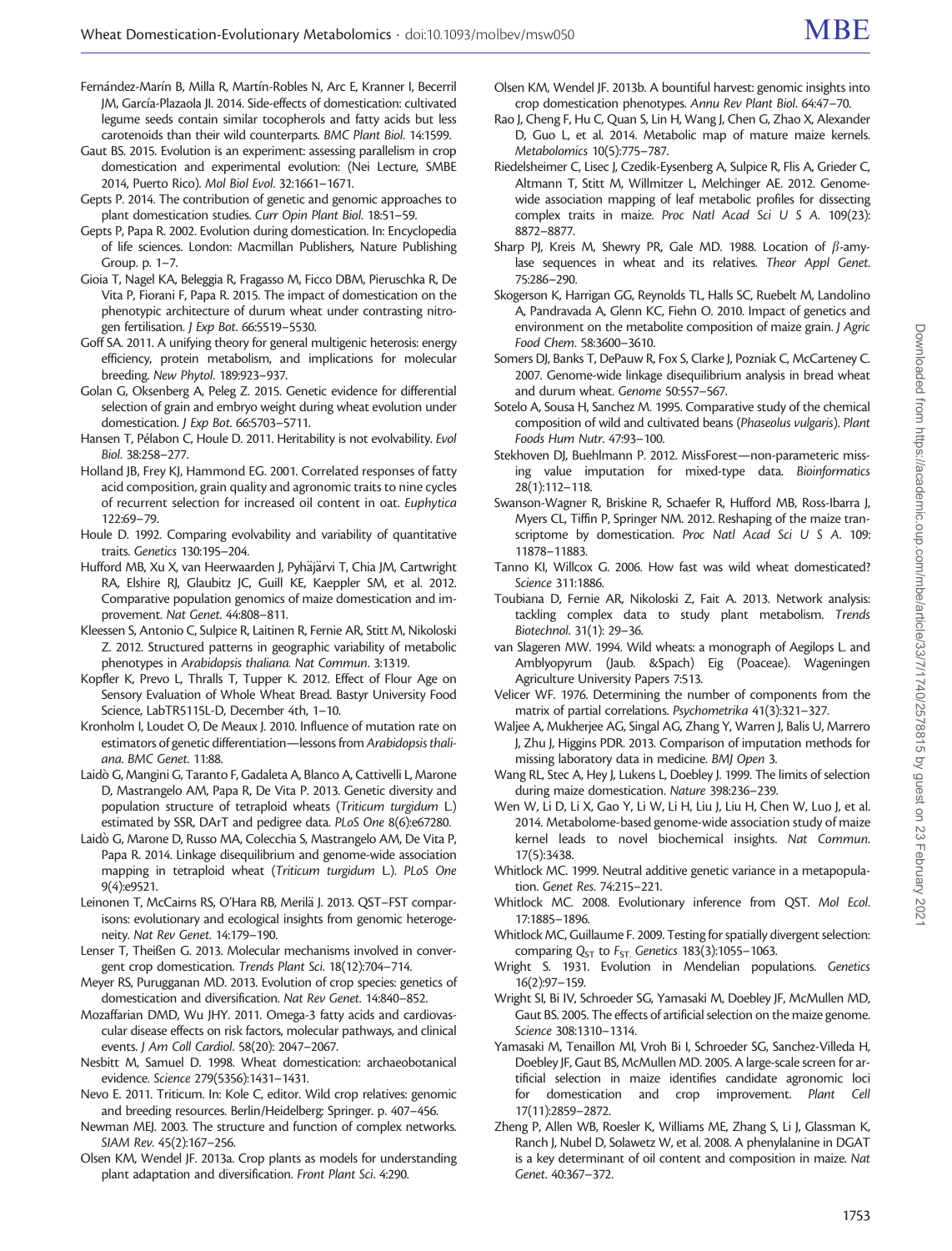Fernández-Marín B, Milla R, Martín-Robles N, Arc E, Kranner I, Becerril JM, García-Plazaola JI. 2014. Side-effects of domestication: cultivated legume seeds contain similar tocopherols and fatty acids but less carotenoids than their wild counterparts. BMC Plant Biol. 14:1599.

Gaut BS. 2015. Evolution is an experiment: assessing parallelism in crop domestication and experimental evolution: (Nei Lecture, SMBE 2014, Puerto Rico). Mol Biol Evol. 32:1661–1671.

Gepts P. 2014. The contribution of genetic and genomic approaches to plant domestication studies. Curr Opin Plant Biol. 18:51–59.

Gepts P, Papa R. 2002. Evolution during domestication. In: Encyclopedia of life sciences. London: Macmillan Publishers, Nature Publishing Group. p. 1–7.

Gioia T, Nagel KA, Beleggia R, Fragasso M, Ficco DBM, Pieruschka R, De Vita P, Fiorani F, Papa R. 2015. The impact of domestication on the phenotypic architecture of durum wheat under contrasting nitrogen fertilisation. J Exp Bot. 66:5519–5530.

Goff SA. 2011. A unifying theory for general multigenic heterosis: energy efficiency, protein metabolism, and implications for molecular breeding. New Phytol. 189:923–937.

Golan G, Oksenberg A, Peleg Z. 2015. Genetic evidence for differential selection of grain and embryo weight during wheat evolution under domestication. J Exp Bot. 66:5703–5711.

Hansen T, Pélabon C, Houle D. 2011. Heritability is not evolvability. Evol Biol. 38:258–277.

Holland JB, Frey KJ, Hammond EG. 2001. Correlated responses of fatty acid composition, grain quality and agronomic traits to nine cycles of recurrent selection for increased oil content in oat. Euphytica 122:69–79.

Houle D. 1992. Comparing evolvability and variability of quantitative traits. Genetics 130:195–204.

Hufford MB, Xu X, van Heerwaarden J, Pyhäjärvi T, Chia JM, Cartwright RA, Elshire RJ, Glaubitz JC, Guill KE, Kaeppler SM, et al. 2012. Comparative population genomics of maize domestication and improvement. Nat Genet. 44:808–811.

Kleessen S, Antonio C, Sulpice R, Laitinen R, Fernie AR, Stitt M, Nikoloski Z. 2012. Structured patterns in geographic variability of metabolic phenotypes in Arabidopsis thaliana. Nat Commun. 3:1319.

Kopfler K, Prevo L, Thralls T, Tupper K. 2012. Effect of Flour Age on Sensory Evaluation of Whole Wheat Bread. Bastyr University Food Science, LabTR5115L-D, December 4th, 1–10.

Kronholm I, Loudet O, De Meaux J. 2010. Influence of mutation rate on estimators of genetic differentiation—lessons from Arabidopsis thaliana. BMC Genet. 11:88.

Laidò G, Mangini G, Taranto F, Gadaleta A, Blanco A, Cattivelli L, Marone D, Mastrangelo AM, Papa R, De Vita P. 2013. Genetic diversity and population structure of tetraploid wheats (Triticum turgidum L.) estimated by SSR, DArT and pedigree data. PLoS One 8(6):e67280.

Laidò G, Marone D, Russo MA, Colecchia S, Mastrangelo AM, De Vita P, Papa R. 2014. Linkage disequilibrium and genome-wide association mapping in tetraploid wheat (Triticum turgidum L.). PLoS One 9(4):e9521.

Leinonen T, McCairns RS, O'Hara RB, Merilä J. 2013. QST–FST comparisons: evolutionary and ecological insights from genomic heterogeneity. Nat Rev Genet. 14:179–190.

Lenser T, Theißen G. 2013. Molecular mechanisms involved in convergent crop domestication. Trends Plant Sci. 18(12):704–714.

Meyer RS, Purugganan MD. 2013. Evolution of crop species: genetics of domestication and diversification. Nat Rev Genet. 14:840–852.

Mozaffarian DMD, Wu JHY. 2011. Omega-3 fatty acids and cardiovascular disease effects on risk factors, molecular pathways, and clinical events. J Am Coll Cardiol. 58(20): 2047–2067.

Nesbitt M, Samuel D. 1998. Wheat domestication: archaeobotanical evidence. Science 279(5356):1431–1431.

Nevo E. 2011. Triticum. In: Kole C, editor. Wild crop relatives: genomic and breeding resources. Berlin/Heidelberg: Springer. p. 407–456.

Newman MEJ. 2003. The structure and function of complex networks. SIAM Rev. 45(2):167–256.

Olsen KM, Wendel JF. 2013a. Crop plants as models for understanding plant adaptation and diversification. Front Plant Sci. 4:290.

Olsen KM, Wendel JF. 2013b. A bountiful harvest: genomic insights into crop domestication phenotypes. Annu Rev Plant Biol. 64:47–70.

Rao J, Cheng F, Hu C, Quan S, Lin H, Wang J, Chen G, Zhao X, Alexander D, Guo L, et al. 2014. Metabolic map of mature maize kernels. Metabolomics 10(5):775–787.

Riedelsheimer C, Lisec J, Czedik-Eysenberg A, Sulpice R, Flis A, Grieder C, Altmann T, Stitt M, Willmitzer L, Melchinger AE. 2012. Genome-wide association mapping of leaf metabolic profiles for dissecting complex traits in maize. Proc Natl Acad Sci U S A. 109(23): 8872–8877.

Sharp PJ, Kreis M, Shewry PR, Gale MD. 1988. Location of $\beta$-amylase sequences in wheat and its relatives. Theor Appl Genet. 75:286–290.

Skogerson K, Harrigan GG, Reynolds TL, Halls SC, Ruebelt M, Landolino A, Pandravada A, Glenn KC, Fiehn O. 2010. Impact of genetics and environment on the metabolite composition of maize grain. J Agric Food Chem. 58:3600–3610.

Somers DJ, Banks T, DePauw R, Fox S, Clarke J, Pozniak C, McCarteney C. 2007. Genome-wide linkage disequilibrium analysis in bread wheat and durum wheat. Genome 50:557–567.

Sotelo A, Sousa H, Sanchez M. 1995. Comparative study of the chemical composition of wild and cultivated beans (Phaseolus vulgaris). Plant Foods Hum Nutr. 47:93–100.

Stekhoven DJ, Buehlmann P. 2012. MissForest—non-parameteric missing value imputation for mixed-type data. Bioinformatics 28(1):112–118.

Swanson-Wagner R, Briskine R, Schaefer R, Hufford MB, Ross-Ibarra J, Myers CL, Tiffin P, Springer NM. 2012. Reshaping of the maize transcriptome by domestication. Proc Natl Acad Sci U S A. 109: 11878–11883.

Tanno KI, Willcox G. 2006. How fast was wild wheat domesticated? Science 311:1886.

Toubiana D, Fernie AR, Nikoloski Z, Fait A. 2013. Network analysis: tackling complex data to study plant metabolism. Trends Biotechnol. 31(1): 29–36.

van Slageren MW. 1994. Wild wheats: a monograph of Aegilops L. and Amblyopyrum (Jaub. &Spach) Eig (Poaceae). Wageningen Agriculture University Papers 7:513.

Velicer WF. 1976. Determining the number of components from the matrix of partial correlations. Psychometrika 41(3):321–327.

Waljee A, Mukherjee AG, Singal AG, Zhang Y, Warren J, Balis U, Marrero J, Zhu J, Higgins PDR. 2013. Comparison of imputation methods for missing laboratory data in medicine. BMJ Open 3.

Wang RL, Stec A, Hey J, Lukens L, Doebley J. 1999. The limits of selection during maize domestication. Nature 398:236–239.

Wen W, Li D, Li X, Gao Y, Li W, Li H, Liu J, Liu H, Chen W, Luo J, et al. 2014. Metabolome-based genome-wide association study of maize kernel leads to novel biochemical insights. Nat Commun. 17(5):3438.

Whitlock MC. 1999. Neutral additive genetic variance in a metapopulation. Genet Res. 74:215–221.

Whitlock MC. 2008. Evolutionary inference from QST. Mol Ecol. 17:1885–1896.

Whitlock MC, Guillaume F. 2009. Testing for spatially divergent selection: comparing $Q_{ST}$ to $F_{ST}$. Genetics 183(3):1055–1063.

Wright S. 1931. Evolution in Mendelian populations. Genetics 16(2):97–159.

Wright SI, Bi IV, Schroeder SG, Yamasaki M, Doebley JF, McMullen MD, Gaut BS. 2005. The effects of artificial selection on the maize genome. Science 308:1310–1314.

Yamasaki M, Tenaillon MI, Vroh Bi I, Schroeder SG, Sanchez-Villeda H, Doebley JF, Gaut BS, McMullen MD. 2005. A large-scale screen for artificial selection in maize identifies candidate agronomic loci for domestication and crop improvement. Plant Cell 17(11):2859–2872.

Zheng P, Allen WB, Roesler K, Williams ME, Zhang S, Li J, Glassman K, Ranch J, Nubel D, Solawetz W, et al. 2008. A phenylalanine in DGAT is a key determinant of oil content and composition in maize. Nat Genet. 40:367–372.